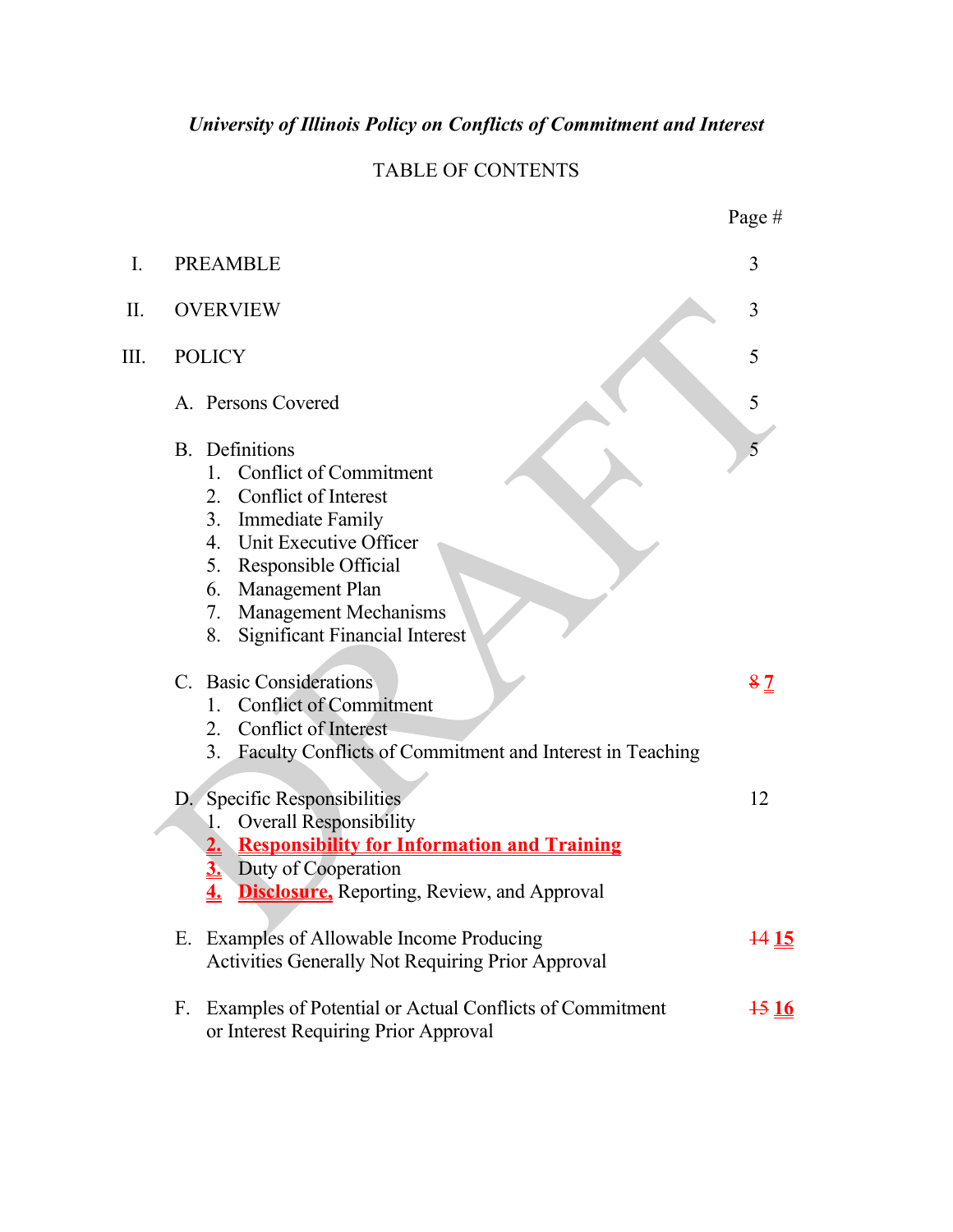# *University of Illinois Policy on Conflicts of Commitment and Interest*

TABLE OF CONTENTS

| | | Page # |
|---|---|---|
| I. | PREAMBLE | 3 |
| II. | OVERVIEW | 3 |
| III. | POLICY | 5 |
| | A. Persons Covered | 5 |
| | B. Definitions<br>1. Conflict of Commitment<br>2. Conflict of Interest<br>3. Immediate Family<br>4. Unit Executive Officer<br>5. Responsible Official<br>6. Management Plan<br>7. Management Mechanisms<br>8. Significant Financial Interest | 5 |
| | C. Basic Considerations<br>1. Conflict of Commitment<br>2. Conflict of Interest<br>3. Faculty Conflicts of Commitment and Interest in Teaching | ~~8~~ **7** |
| | D. Specific Responsibilities<br>1. Overall Responsibility<br>**2. Responsibility for Information and Training**<br>**3.** Duty of Cooperation<br>**4. Disclosure,** Reporting, Review, and Approval | 12 |
| | E. Examples of Allowable Income Producing Activities Generally Not Requiring Prior Approval | ~~14~~ **15** |
| | F. Examples of Potential or Actual Conflicts of Commitment or Interest Requiring Prior Approval | ~~15~~ **16** |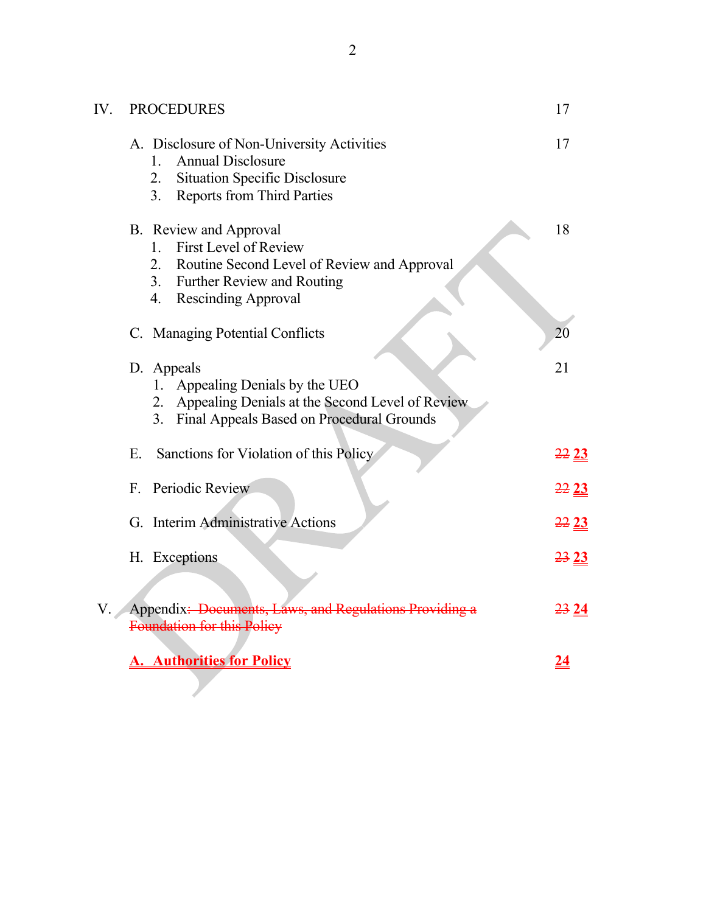| | | |
|---|---|---|
| IV. | PROCEDURES | 17 |
| | A. Disclosure of Non-University Activities<br>1. Annual Disclosure<br>2. Situation Specific Disclosure<br>3. Reports from Third Parties | 17 |
| | B. Review and Approval<br>1. First Level of Review<br>2. Routine Second Level of Review and Approval<br>3. Further Review and Routing<br>4. Rescinding Approval | 18 |
| | C. Managing Potential Conflicts | 20 |
| | D. Appeals<br>1. Appealing Denials by the UEO<br>2. Appealing Denials at the Second Level of Review<br>3. Final Appeals Based on Procedural Grounds | 21 |
| | E. Sanctions for Violation of this Policy | ~~22~~ **23** |
| | F. Periodic Review | ~~22~~ **23** |
| | G. Interim Administrative Actions | ~~22~~ **23** |
| | H. Exceptions | ~~23~~ **23** |
| V. | Appendix~~: Documents, Laws, and Regulations Providing a Foundation for this Policy~~ | ~~23~~ **24** |
| | **A. Authorities for Policy** | **24** |

DRAFT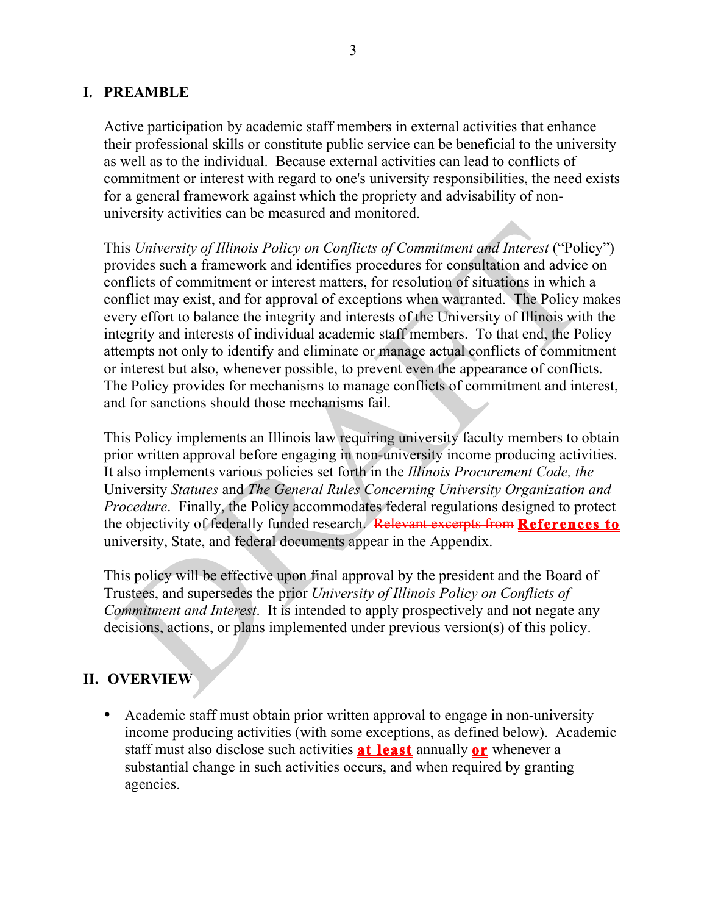## I. PREAMBLE

Active participation by academic staff members in external activities that enhance their professional skills or constitute public service can be beneficial to the university as well as to the individual. Because external activities can lead to conflicts of commitment or interest with regard to one's university responsibilities, the need exists for a general framework against which the propriety and advisability of non-university activities can be measured and monitored.

This *University of Illinois Policy on Conflicts of Commitment and Interest* ("Policy") provides such a framework and identifies procedures for consultation and advice on conflicts of commitment or interest matters, for resolution of situations in which a conflict may exist, and for approval of exceptions when warranted. The Policy makes every effort to balance the integrity and interests of the University of Illinois with the integrity and interests of individual academic staff members. To that end, the Policy attempts not only to identify and eliminate or manage actual conflicts of commitment or interest but also, whenever possible, to prevent even the appearance of conflicts. The Policy provides for mechanisms to manage conflicts of commitment and interest, and for sanctions should those mechanisms fail.

This Policy implements an Illinois law requiring university faculty members to obtain prior written approval before engaging in non-university income producing activities. It also implements various policies set forth in the *Illinois Procurement Code, the* University *Statutes* and *The General Rules Concerning University Organization and Procedure*. Finally, the Policy accommodates federal regulations designed to protect the objectivity of federally funded research. ~~Relevant excerpts from~~ **References to** university, State, and federal documents appear in the Appendix.

This policy will be effective upon final approval by the president and the Board of Trustees, and supersedes the prior *University of Illinois Policy on Conflicts of Commitment and Interest*. It is intended to apply prospectively and not negate any decisions, actions, or plans implemented under previous version(s) of this policy.

## II. OVERVIEW

- Academic staff must obtain prior written approval to engage in non-university income producing activities (with some exceptions, as defined below). Academic staff must also disclose such activities **at least** annually **or** whenever a substantial change in such activities occurs, and when required by granting agencies.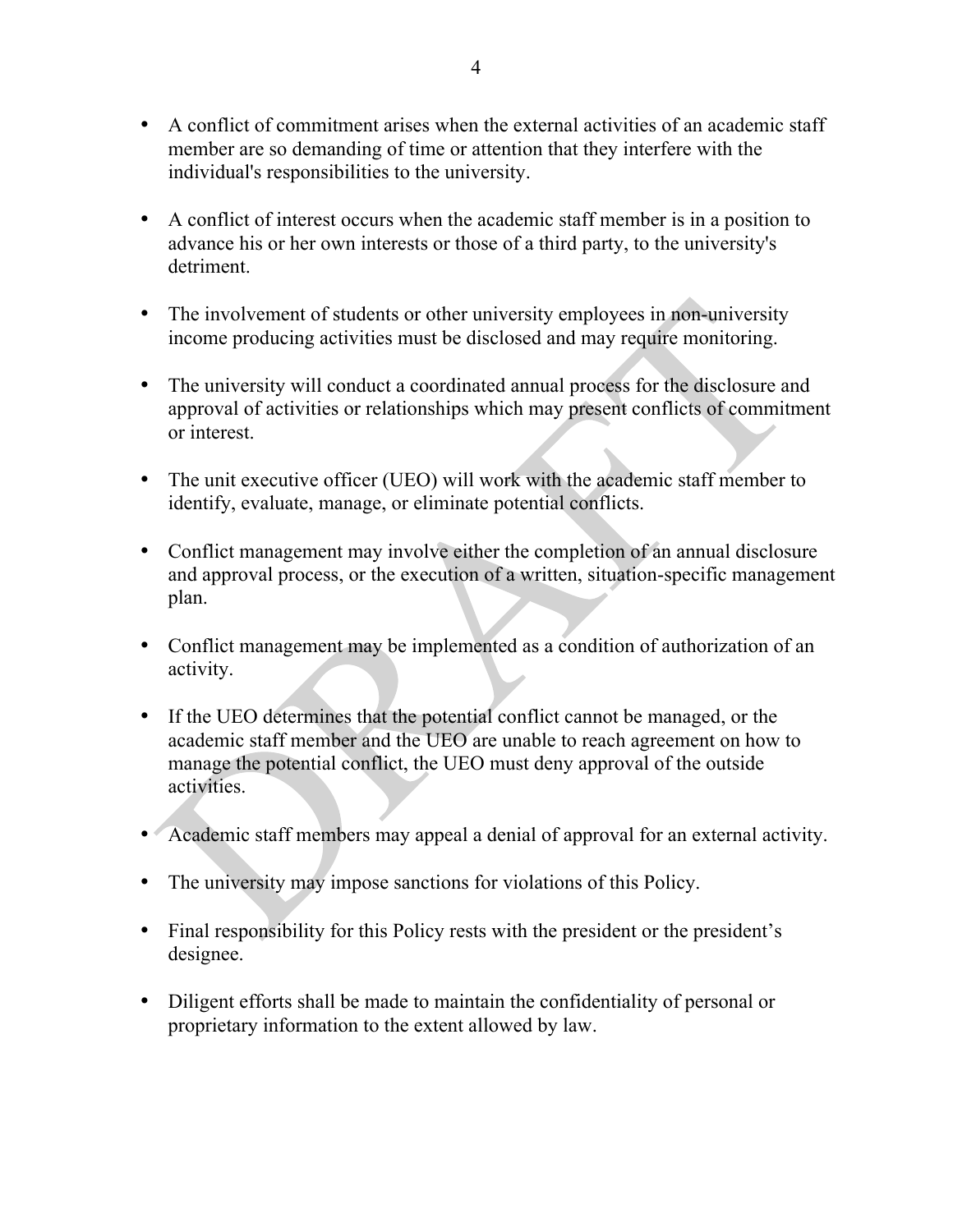- A conflict of commitment arises when the external activities of an academic staff member are so demanding of time or attention that they interfere with the individual's responsibilities to the university.

- A conflict of interest occurs when the academic staff member is in a position to advance his or her own interests or those of a third party, to the university's detriment.

- The involvement of students or other university employees in non-university income producing activities must be disclosed and may require monitoring.

- The university will conduct a coordinated annual process for the disclosure and approval of activities or relationships which may present conflicts of commitment or interest.

- The unit executive officer (UEO) will work with the academic staff member to identify, evaluate, manage, or eliminate potential conflicts.

- Conflict management may involve either the completion of an annual disclosure and approval process, or the execution of a written, situation-specific management plan.

- Conflict management may be implemented as a condition of authorization of an activity.

- If the UEO determines that the potential conflict cannot be managed, or the academic staff member and the UEO are unable to reach agreement on how to manage the potential conflict, the UEO must deny approval of the outside activities.

- Academic staff members may appeal a denial of approval for an external activity.

- The university may impose sanctions for violations of this Policy.

- Final responsibility for this Policy rests with the president or the president's designee.

- Diligent efforts shall be made to maintain the confidentiality of personal or proprietary information to the extent allowed by law.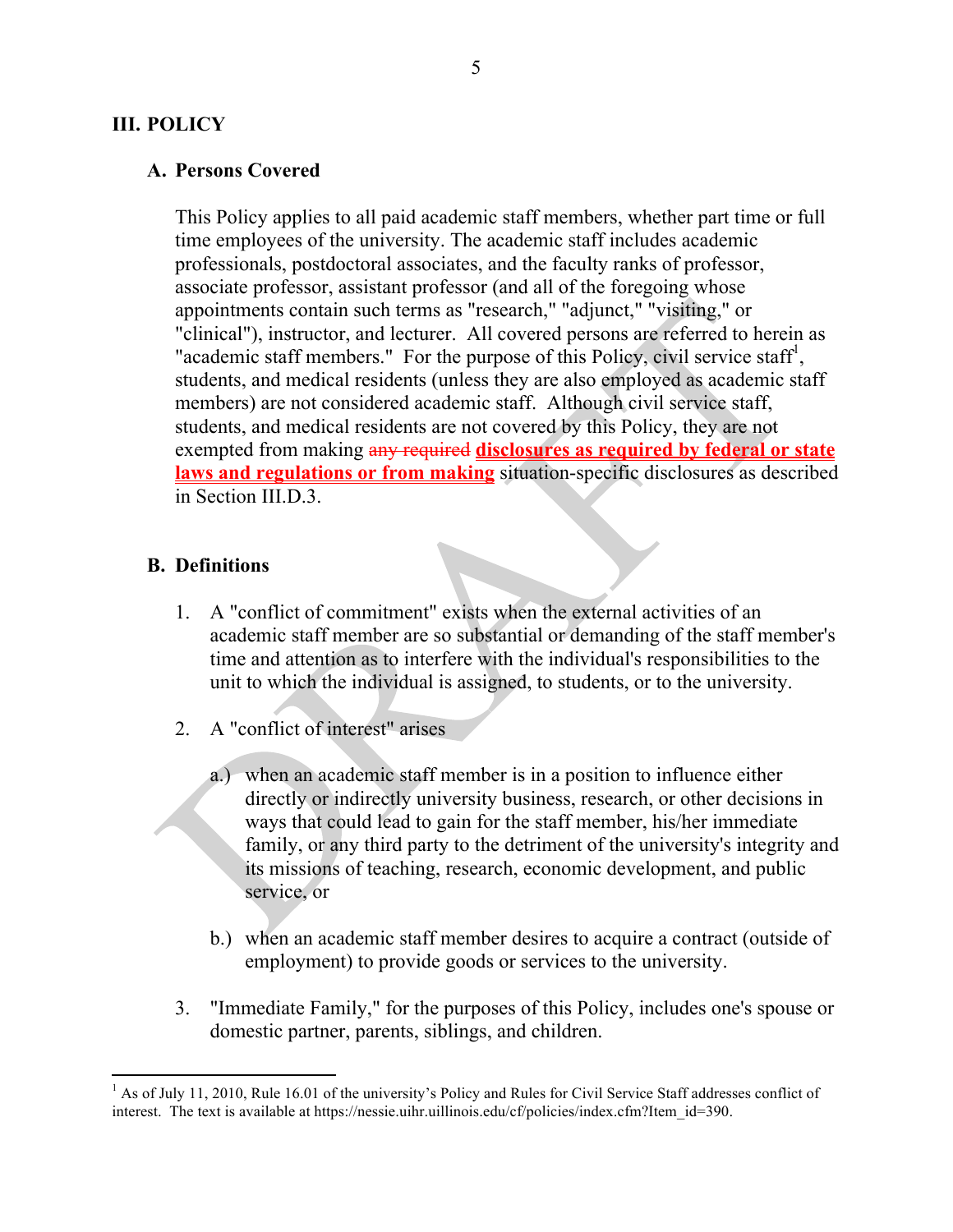## III. POLICY

### A. Persons Covered

This Policy applies to all paid academic staff members, whether part time or full time employees of the university. The academic staff includes academic professionals, postdoctoral associates, and the faculty ranks of professor, associate professor, assistant professor (and all of the foregoing whose appointments contain such terms as "research," "adjunct," "visiting," or "clinical"), instructor, and lecturer. All covered persons are referred to herein as "academic staff members." For the purpose of this Policy, civil service staff[1], students, and medical residents (unless they are also employed as academic staff members) are not considered academic staff. Although civil service staff, students, and medical residents are not covered by this Policy, they are not exempted from making ~~any required~~ **disclosures as required by federal or state laws and regulations or from making** situation-specific disclosures as described in Section III.D.3.

### B. Definitions

1. A "conflict of commitment" exists when the external activities of an academic staff member are so substantial or demanding of the staff member's time and attention as to interfere with the individual's responsibilities to the unit to which the individual is assigned, to students, or to the university.

2. A "conflict of interest" arises

   a.) when an academic staff member is in a position to influence either directly or indirectly university business, research, or other decisions in ways that could lead to gain for the staff member, his/her immediate family, or any third party to the detriment of the university's integrity and its missions of teaching, research, economic development, and public service, or

   b.) when an academic staff member desires to acquire a contract (outside of employment) to provide goods or services to the university.

3. "Immediate Family," for the purposes of this Policy, includes one's spouse or domestic partner, parents, siblings, and children.

---

[1] As of July 11, 2010, Rule 16.01 of the university's Policy and Rules for Civil Service Staff addresses conflict of interest. The text is available at https://nessie.uihr.uillinois.edu/cf/policies/index.cfm?Item_id=390.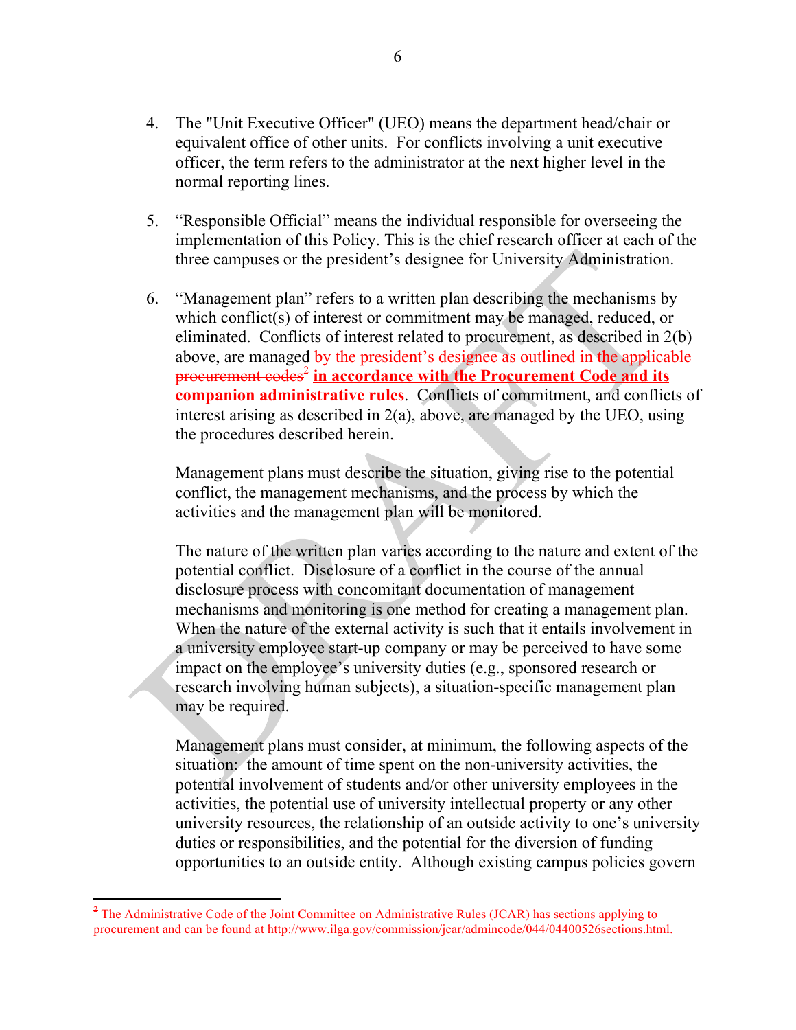4. The "Unit Executive Officer" (UEO) means the department head/chair or equivalent office of other units. For conflicts involving a unit executive officer, the term refers to the administrator at the next higher level in the normal reporting lines.

5. "Responsible Official" means the individual responsible for overseeing the implementation of this Policy. This is the chief research officer at each of the three campuses or the president's designee for University Administration.

6. "Management plan" refers to a written plan describing the mechanisms by which conflict(s) of interest or commitment may be managed, reduced, or eliminated. Conflicts of interest related to procurement, as described in 2(b) above, are managed ~~by the president's designee as outlined in the applicable procurement codes~~[2] **in accordance with the Procurement Code and its companion administrative rules**. Conflicts of commitment, and conflicts of interest arising as described in 2(a), above, are managed by the UEO, using the procedures described herein.

   Management plans must describe the situation, giving rise to the potential conflict, the management mechanisms, and the process by which the activities and the management plan will be monitored.

   The nature of the written plan varies according to the nature and extent of the potential conflict. Disclosure of a conflict in the course of the annual disclosure process with concomitant documentation of management mechanisms and monitoring is one method for creating a management plan. When the nature of the external activity is such that it entails involvement in a university employee start-up company or may be perceived to have some impact on the employee's university duties (e.g., sponsored research or research involving human subjects), a situation-specific management plan may be required.

   Management plans must consider, at minimum, the following aspects of the situation: the amount of time spent on the non-university activities, the potential involvement of students and/or other university employees in the activities, the potential use of university intellectual property or any other university resources, the relationship of an outside activity to one's university duties or responsibilities, and the potential for the diversion of funding opportunities to an outside entity. Although existing campus policies govern

---

~~[2] The Administrative Code of the Joint Committee on Administrative Rules (JCAR) has sections applying to procurement and can be found at http://www.ilga.gov/commission/jcar/admincode/044/04400526sections.html.~~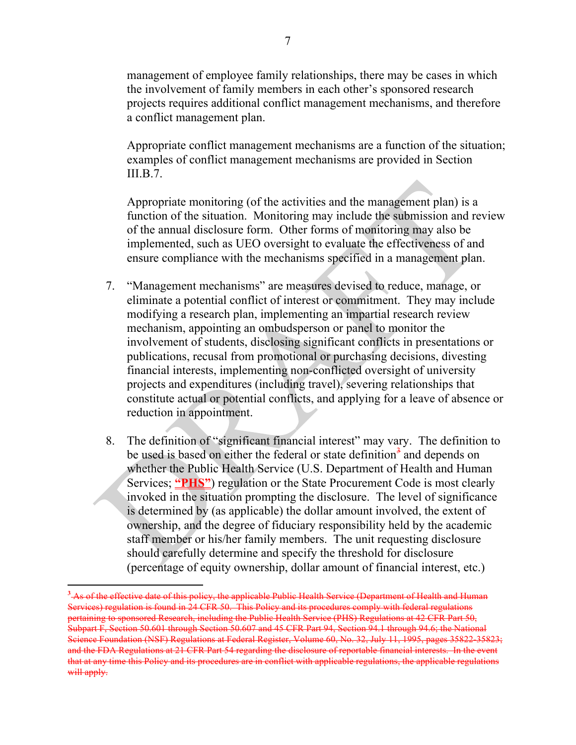management of employee family relationships, there may be cases in which the involvement of family members in each other's sponsored research projects requires additional conflict management mechanisms, and therefore a conflict management plan.

Appropriate conflict management mechanisms are a function of the situation; examples of conflict management mechanisms are provided in Section III.B.7.

Appropriate monitoring (of the activities and the management plan) is a function of the situation. Monitoring may include the submission and review of the annual disclosure form. Other forms of monitoring may also be implemented, such as UEO oversight to evaluate the effectiveness of and ensure compliance with the mechanisms specified in a management plan.

7. "Management mechanisms" are measures devised to reduce, manage, or eliminate a potential conflict of interest or commitment. They may include modifying a research plan, implementing an impartial research review mechanism, appointing an ombudsperson or panel to monitor the involvement of students, disclosing significant conflicts in presentations or publications, recusal from promotional or purchasing decisions, divesting financial interests, implementing non-conflicted oversight of university projects and expenditures (including travel), severing relationships that constitute actual or potential conflicts, and applying for a leave of absence or reduction in appointment.

8. The definition of "significant financial interest" may vary. The definition to be used is based on either the federal or state definition[3] and depends on whether the Public Health Service (U.S. Department of Health and Human Services; **"PHS"**) regulation or the State Procurement Code is most clearly invoked in the situation prompting the disclosure. The level of significance is determined by (as applicable) the dollar amount involved, the extent of ownership, and the degree of fiduciary responsibility held by the academic staff member or his/her family members. The unit requesting disclosure should carefully determine and specify the threshold for disclosure (percentage of equity ownership, dollar amount of financial interest, etc.)

---

[3] ~~As of the effective date of this policy, the applicable Public Health Service (Department of Health and Human Services) regulation is found in 24 CFR 50. This Policy and its procedures comply with federal regulations pertaining to sponsored Research, including the Public Health Service (PHS) Regulations at 42 CFR Part 50, Subpart F, Section 50.601 through Section 50.607 and 45 CFR Part 94, Section 94.1 through 94.6; the National Science Foundation (NSF) Regulations at Federal Register, Volume 60, No. 32, July 11, 1995, pages 35822-35823; and the FDA Regulations at 21 CFR Part 54 regarding the disclosure of reportable financial interests. In the event that at any time this Policy and its procedures are in conflict with applicable regulations, the applicable regulations will apply.~~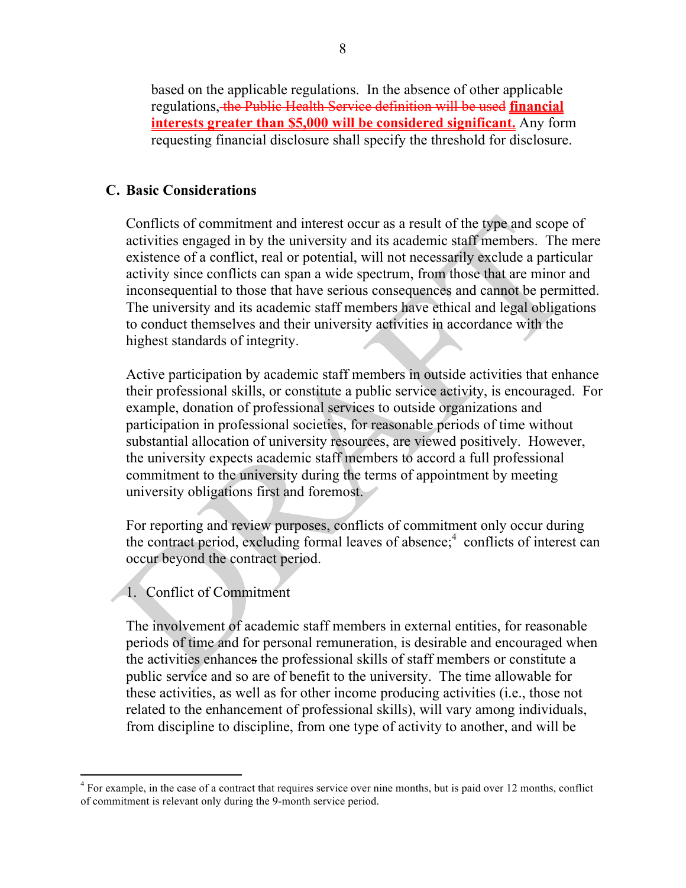based on the applicable regulations. In the absence of other applicable regulations, ~~the Public Health Service definition will be used~~ **financial interests greater than $5,000 will be considered significant.** Any form requesting financial disclosure shall specify the threshold for disclosure.

### C. Basic Considerations

Conflicts of commitment and interest occur as a result of the type and scope of activities engaged in by the university and its academic staff members. The mere existence of a conflict, real or potential, will not necessarily exclude a particular activity since conflicts can span a wide spectrum, from those that are minor and inconsequential to those that have serious consequences and cannot be permitted. The university and its academic staff members have ethical and legal obligations to conduct themselves and their university activities in accordance with the highest standards of integrity.

Active participation by academic staff members in outside activities that enhance their professional skills, or constitute a public service activity, is encouraged. For example, donation of professional services to outside organizations and participation in professional societies, for reasonable periods of time without substantial allocation of university resources, are viewed positively. However, the university expects academic staff members to accord a full professional commitment to the university during the terms of appointment by meeting university obligations first and foremost.

For reporting and review purposes, conflicts of commitment only occur during the contract period, excluding formal leaves of absence;[4] conflicts of interest can occur beyond the contract period.

1. Conflict of Commitment

The involvement of academic staff members in external entities, for reasonable periods of time and for personal remuneration, is desirable and encouraged when the activities enhance~~s~~ the professional skills of staff members or constitute a public service and so are of benefit to the university. The time allowable for these activities, as well as for other income producing activities (i.e., those not related to the enhancement of professional skills), will vary among individuals, from discipline to discipline, from one type of activity to another, and will be

[4] For example, in the case of a contract that requires service over nine months, but is paid over 12 months, conflict of commitment is relevant only during the 9-month service period.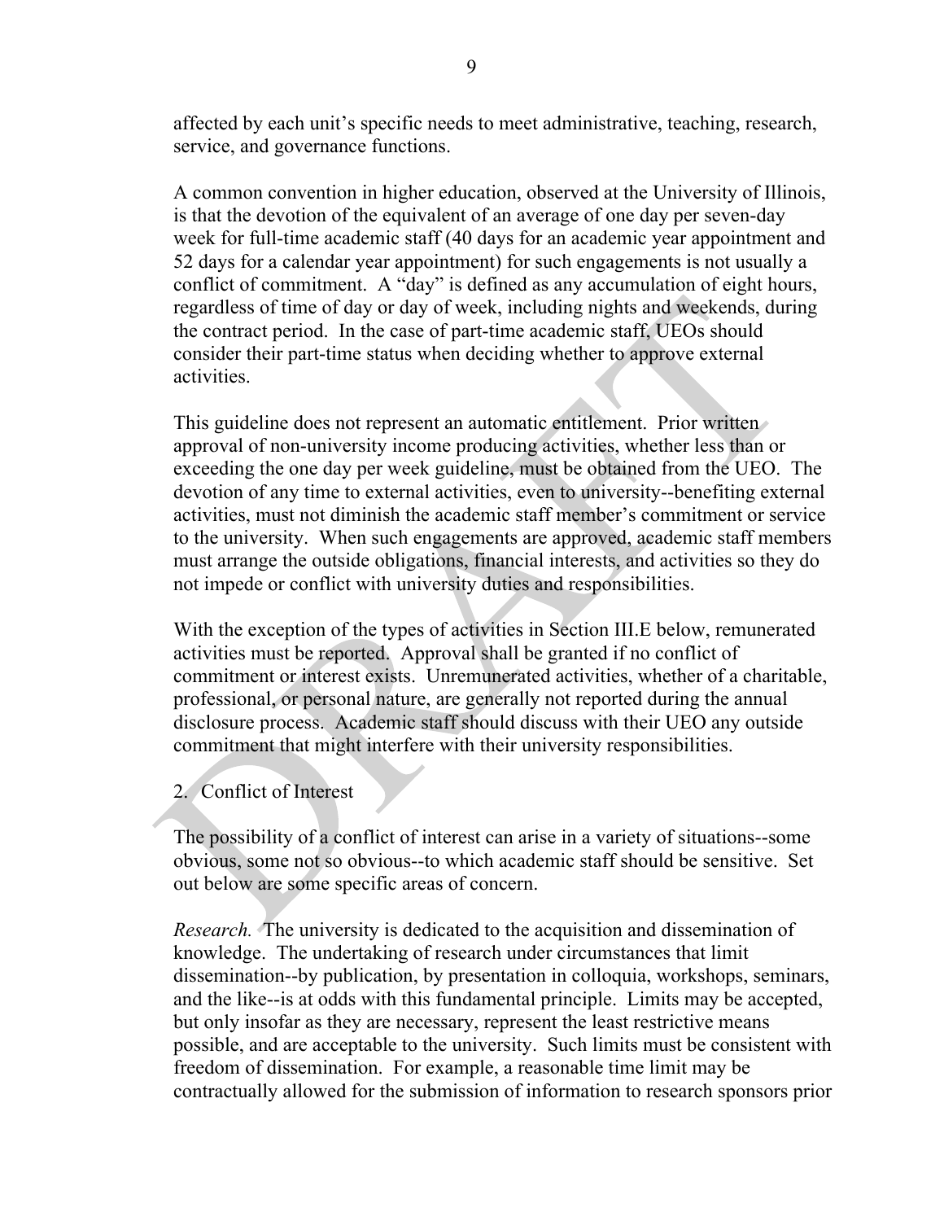affected by each unit's specific needs to meet administrative, teaching, research, service, and governance functions.

A common convention in higher education, observed at the University of Illinois, is that the devotion of the equivalent of an average of one day per seven-day week for full-time academic staff (40 days for an academic year appointment and 52 days for a calendar year appointment) for such engagements is not usually a conflict of commitment. A "day" is defined as any accumulation of eight hours, regardless of time of day or day of week, including nights and weekends, during the contract period. In the case of part-time academic staff, UEOs should consider their part-time status when deciding whether to approve external activities.

This guideline does not represent an automatic entitlement. Prior written approval of non-university income producing activities, whether less than or exceeding the one day per week guideline, must be obtained from the UEO. The devotion of any time to external activities, even to university--benefiting external activities, must not diminish the academic staff member's commitment or service to the university. When such engagements are approved, academic staff members must arrange the outside obligations, financial interests, and activities so they do not impede or conflict with university duties and responsibilities.

With the exception of the types of activities in Section III.E below, remunerated activities must be reported. Approval shall be granted if no conflict of commitment or interest exists. Unremunerated activities, whether of a charitable, professional, or personal nature, are generally not reported during the annual disclosure process. Academic staff should discuss with their UEO any outside commitment that might interfere with their university responsibilities.

2. Conflict of Interest

The possibility of a conflict of interest can arise in a variety of situations--some obvious, some not so obvious--to which academic staff should be sensitive. Set out below are some specific areas of concern.

*Research.* The university is dedicated to the acquisition and dissemination of knowledge. The undertaking of research under circumstances that limit dissemination--by publication, by presentation in colloquia, workshops, seminars, and the like--is at odds with this fundamental principle. Limits may be accepted, but only insofar as they are necessary, represent the least restrictive means possible, and are acceptable to the university. Such limits must be consistent with freedom of dissemination. For example, a reasonable time limit may be contractually allowed for the submission of information to research sponsors prior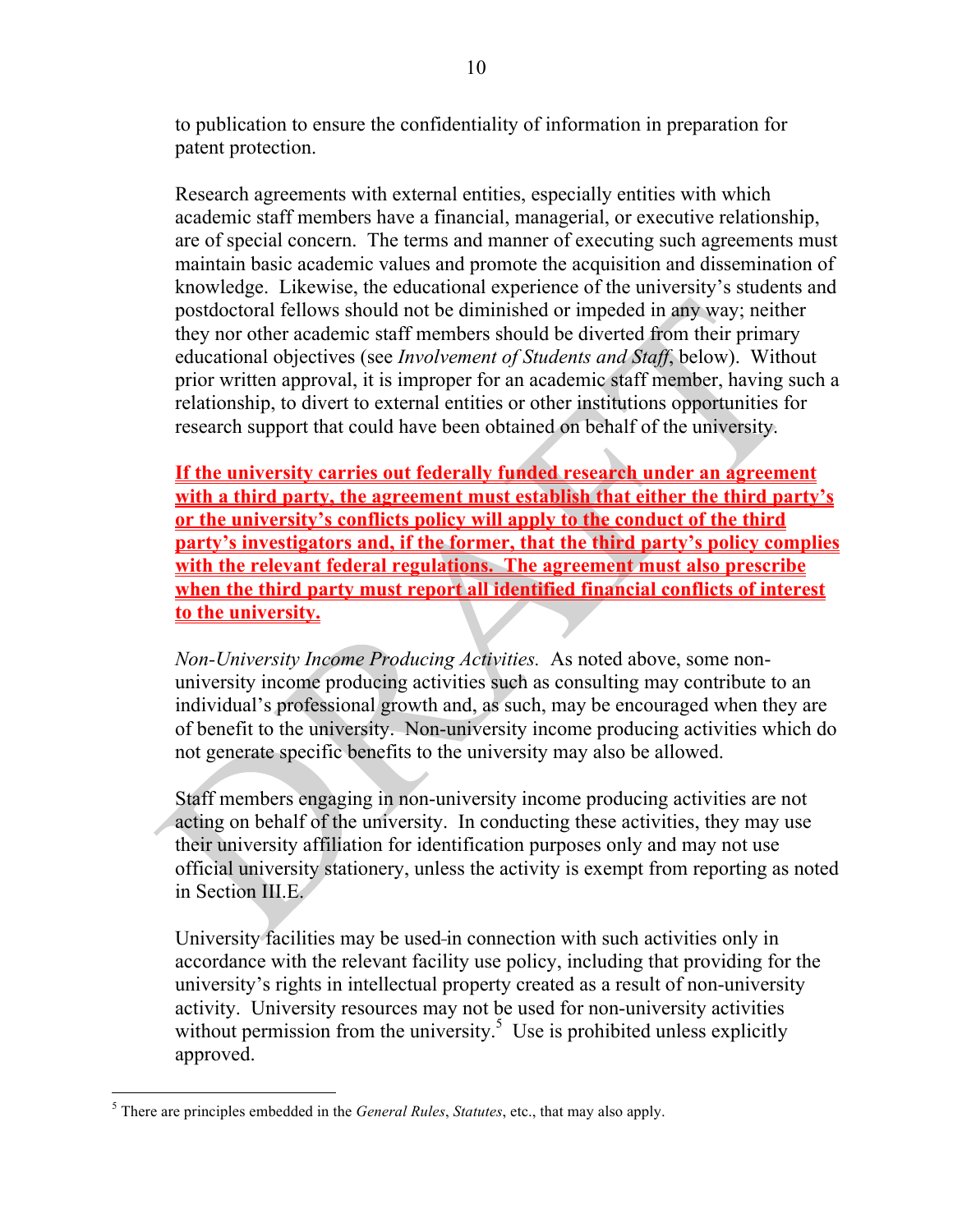to publication to ensure the confidentiality of information in preparation for patent protection.

Research agreements with external entities, especially entities with which academic staff members have a financial, managerial, or executive relationship, are of special concern. The terms and manner of executing such agreements must maintain basic academic values and promote the acquisition and dissemination of knowledge. Likewise, the educational experience of the university's students and postdoctoral fellows should not be diminished or impeded in any way; neither they nor other academic staff members should be diverted from their primary educational objectives (see *Involvement of Students and Staff*, below). Without prior written approval, it is improper for an academic staff member, having such a relationship, to divert to external entities or other institutions opportunities for research support that could have been obtained on behalf of the university.

**If the university carries out federally funded research under an agreement with a third party, the agreement must establish that either the third party's or the university's conflicts policy will apply to the conduct of the third party's investigators and, if the former, that the third party's policy complies with the relevant federal regulations. The agreement must also prescribe when the third party must report all identified financial conflicts of interest to the university.**

*Non-University Income Producing Activities.* As noted above, some non-university income producing activities such as consulting may contribute to an individual's professional growth and, as such, may be encouraged when they are of benefit to the university. Non-university income producing activities which do not generate specific benefits to the university may also be allowed.

Staff members engaging in non-university income producing activities are not acting on behalf of the university. In conducting these activities, they may use their university affiliation for identification purposes only and may not use official university stationery, unless the activity is exempt from reporting as noted in Section III.E.

University facilities may be used in connection with such activities only in accordance with the relevant facility use policy, including that providing for the university's rights in intellectual property created as a result of non-university activity. University resources may not be used for non-university activities without permission from the university.[5] Use is prohibited unless explicitly approved.

---

[5] There are principles embedded in the *General Rules*, *Statutes*, etc., that may also apply.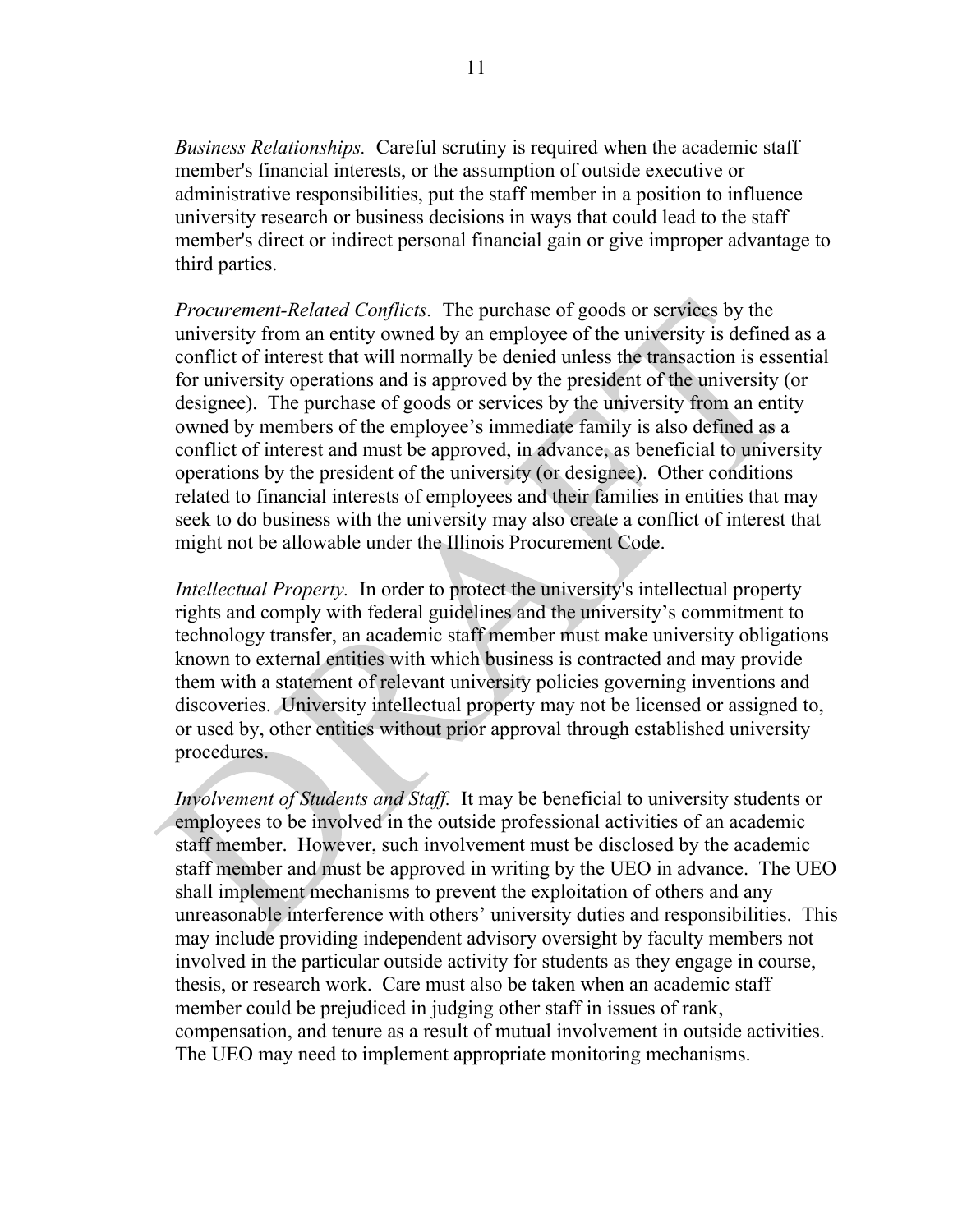*Business Relationships.* Careful scrutiny is required when the academic staff member's financial interests, or the assumption of outside executive or administrative responsibilities, put the staff member in a position to influence university research or business decisions in ways that could lead to the staff member's direct or indirect personal financial gain or give improper advantage to third parties.

*Procurement-Related Conflicts.* The purchase of goods or services by the university from an entity owned by an employee of the university is defined as a conflict of interest that will normally be denied unless the transaction is essential for university operations and is approved by the president of the university (or designee). The purchase of goods or services by the university from an entity owned by members of the employee's immediate family is also defined as a conflict of interest and must be approved, in advance, as beneficial to university operations by the president of the university (or designee). Other conditions related to financial interests of employees and their families in entities that may seek to do business with the university may also create a conflict of interest that might not be allowable under the Illinois Procurement Code.

*Intellectual Property.* In order to protect the university's intellectual property rights and comply with federal guidelines and the university's commitment to technology transfer, an academic staff member must make university obligations known to external entities with which business is contracted and may provide them with a statement of relevant university policies governing inventions and discoveries. University intellectual property may not be licensed or assigned to, or used by, other entities without prior approval through established university procedures.

*Involvement of Students and Staff.* It may be beneficial to university students or employees to be involved in the outside professional activities of an academic staff member. However, such involvement must be disclosed by the academic staff member and must be approved in writing by the UEO in advance. The UEO shall implement mechanisms to prevent the exploitation of others and any unreasonable interference with others' university duties and responsibilities. This may include providing independent advisory oversight by faculty members not involved in the particular outside activity for students as they engage in course, thesis, or research work. Care must also be taken when an academic staff member could be prejudiced in judging other staff in issues of rank, compensation, and tenure as a result of mutual involvement in outside activities. The UEO may need to implement appropriate monitoring mechanisms.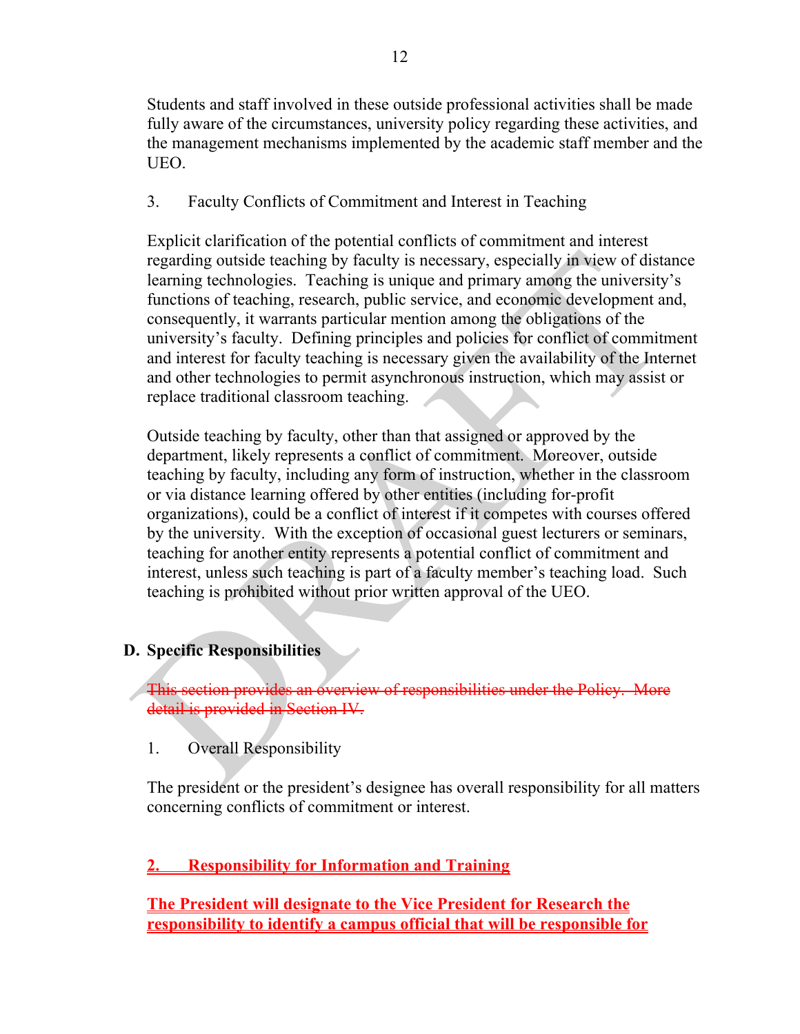Students and staff involved in these outside professional activities shall be made fully aware of the circumstances, university policy regarding these activities, and the management mechanisms implemented by the academic staff member and the UEO.

3. Faculty Conflicts of Commitment and Interest in Teaching

Explicit clarification of the potential conflicts of commitment and interest regarding outside teaching by faculty is necessary, especially in view of distance learning technologies. Teaching is unique and primary among the university's functions of teaching, research, public service, and economic development and, consequently, it warrants particular mention among the obligations of the university's faculty. Defining principles and policies for conflict of commitment and interest for faculty teaching is necessary given the availability of the Internet and other technologies to permit asynchronous instruction, which may assist or replace traditional classroom teaching.

Outside teaching by faculty, other than that assigned or approved by the department, likely represents a conflict of commitment. Moreover, outside teaching by faculty, including any form of instruction, whether in the classroom or via distance learning offered by other entities (including for-profit organizations), could be a conflict of interest if it competes with courses offered by the university. With the exception of occasional guest lecturers or seminars, teaching for another entity represents a potential conflict of commitment and interest, unless such teaching is part of a faculty member's teaching load. Such teaching is prohibited without prior written approval of the UEO.

## D. Specific Responsibilities

~~This section provides an overview of responsibilities under the Policy. More detail is provided in Section IV.~~

1. Overall Responsibility

The president or the president's designee has overall responsibility for all matters concerning conflicts of commitment or interest.

**2. Responsibility for Information and Training**

**The President will designate to the Vice President for Research the responsibility to identify a campus official that will be responsible for**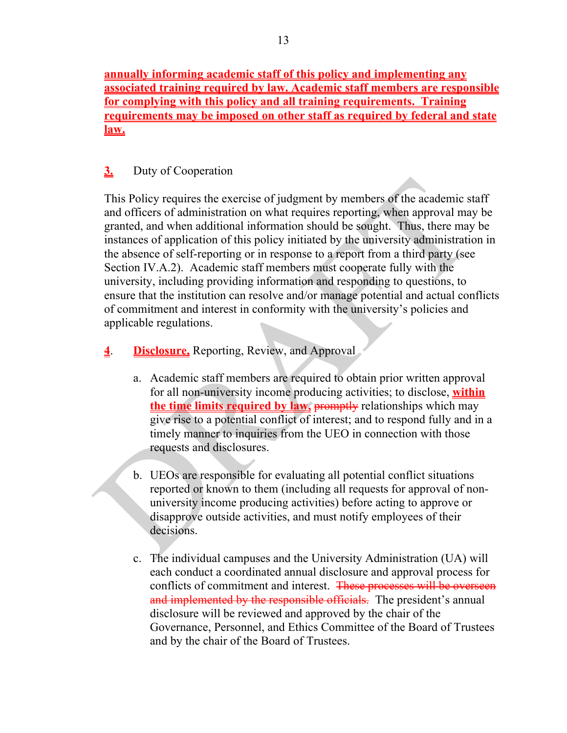**annually informing academic staff of this policy and implementing any associated training required by law. Academic staff members are responsible for complying with this policy and all training requirements. Training requirements may be imposed on other staff as required by federal and state law.**

**3.** Duty of Cooperation

This Policy requires the exercise of judgment by members of the academic staff and officers of administration on what requires reporting, when approval may be granted, and when additional information should be sought. Thus, there may be instances of application of this policy initiated by the university administration in the absence of self-reporting or in response to a report from a third party (see Section IV.A.2). Academic staff members must cooperate fully with the university, including providing information and responding to questions, to ensure that the institution can resolve and/or manage potential and actual conflicts of commitment and interest in conformity with the university's policies and applicable regulations.

**4**. **Disclosure,** Reporting, Review, and Approval

a. Academic staff members are required to obtain prior written approval for all non-university income producing activities; to disclose, **within the time limits required by law,** ~~promptly~~ relationships which may give rise to a potential conflict of interest; and to respond fully and in a timely manner to inquiries from the UEO in connection with those requests and disclosures.

b. UEOs are responsible for evaluating all potential conflict situations reported or known to them (including all requests for approval of non-university income producing activities) before acting to approve or disapprove outside activities, and must notify employees of their decisions.

c. The individual campuses and the University Administration (UA) will each conduct a coordinated annual disclosure and approval process for conflicts of commitment and interest. ~~These processes will be overseen and implemented by the responsible officials.~~ The president's annual disclosure will be reviewed and approved by the chair of the Governance, Personnel, and Ethics Committee of the Board of Trustees and by the chair of the Board of Trustees.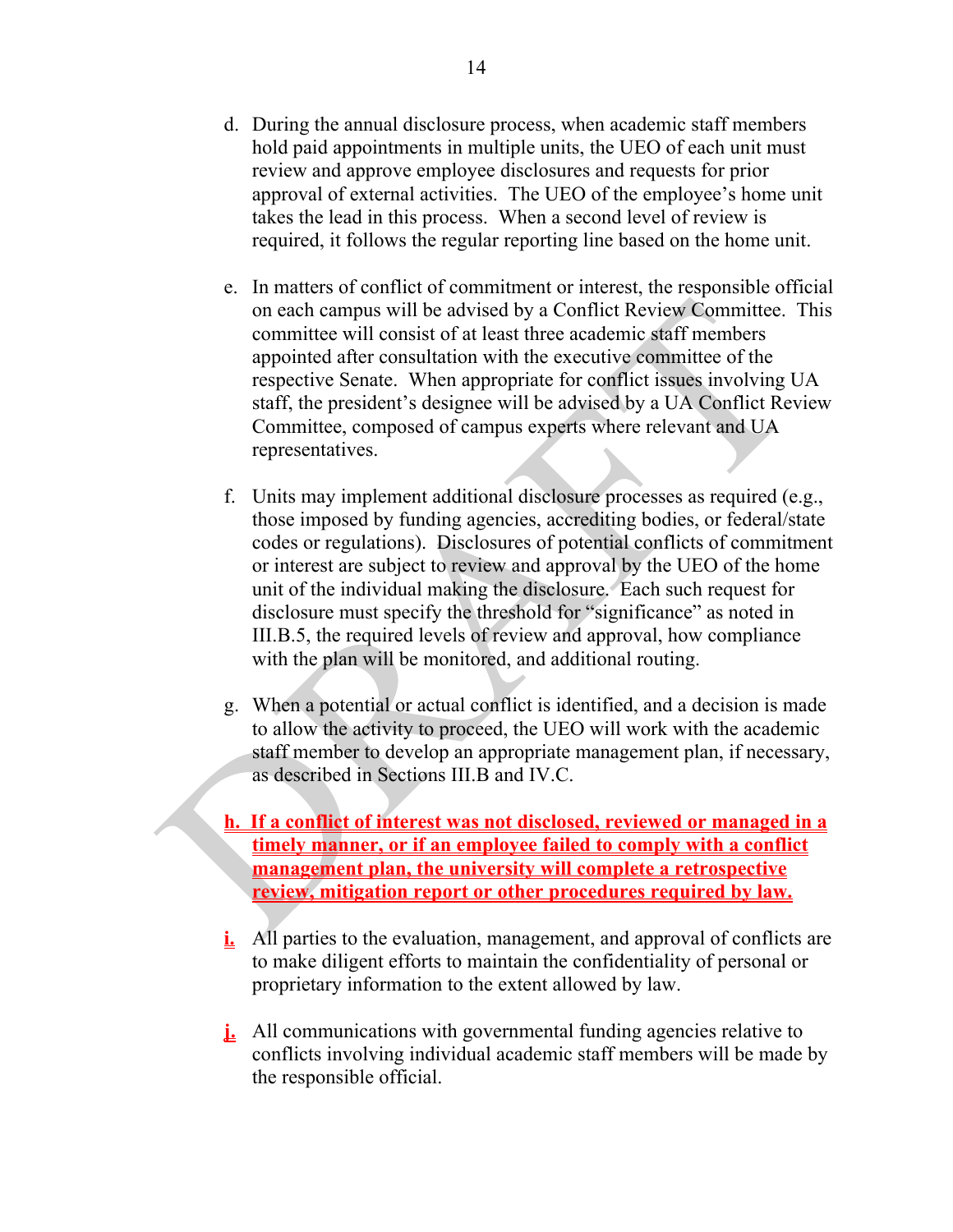d. During the annual disclosure process, when academic staff members hold paid appointments in multiple units, the UEO of each unit must review and approve employee disclosures and requests for prior approval of external activities. The UEO of the employee's home unit takes the lead in this process. When a second level of review is required, it follows the regular reporting line based on the home unit.

e. In matters of conflict of commitment or interest, the responsible official on each campus will be advised by a Conflict Review Committee. This committee will consist of at least three academic staff members appointed after consultation with the executive committee of the respective Senate. When appropriate for conflict issues involving UA staff, the president's designee will be advised by a UA Conflict Review Committee, composed of campus experts where relevant and UA representatives.

f. Units may implement additional disclosure processes as required (e.g., those imposed by funding agencies, accrediting bodies, or federal/state codes or regulations). Disclosures of potential conflicts of commitment or interest are subject to review and approval by the UEO of the home unit of the individual making the disclosure. Each such request for disclosure must specify the threshold for "significance" as noted in III.B.5, the required levels of review and approval, how compliance with the plan will be monitored, and additional routing.

g. When a potential or actual conflict is identified, and a decision is made to allow the activity to proceed, the UEO will work with the academic staff member to develop an appropriate management plan, if necessary, as described in Sections III.B and IV.C.

**h. If a conflict of interest was not disclosed, reviewed or managed in a timely manner, or if an employee failed to comply with a conflict management plan, the university will complete a retrospective review, mitigation report or other procedures required by law.**

**i.** All parties to the evaluation, management, and approval of conflicts are to make diligent efforts to maintain the confidentiality of personal or proprietary information to the extent allowed by law.

**j.** All communications with governmental funding agencies relative to conflicts involving individual academic staff members will be made by the responsible official.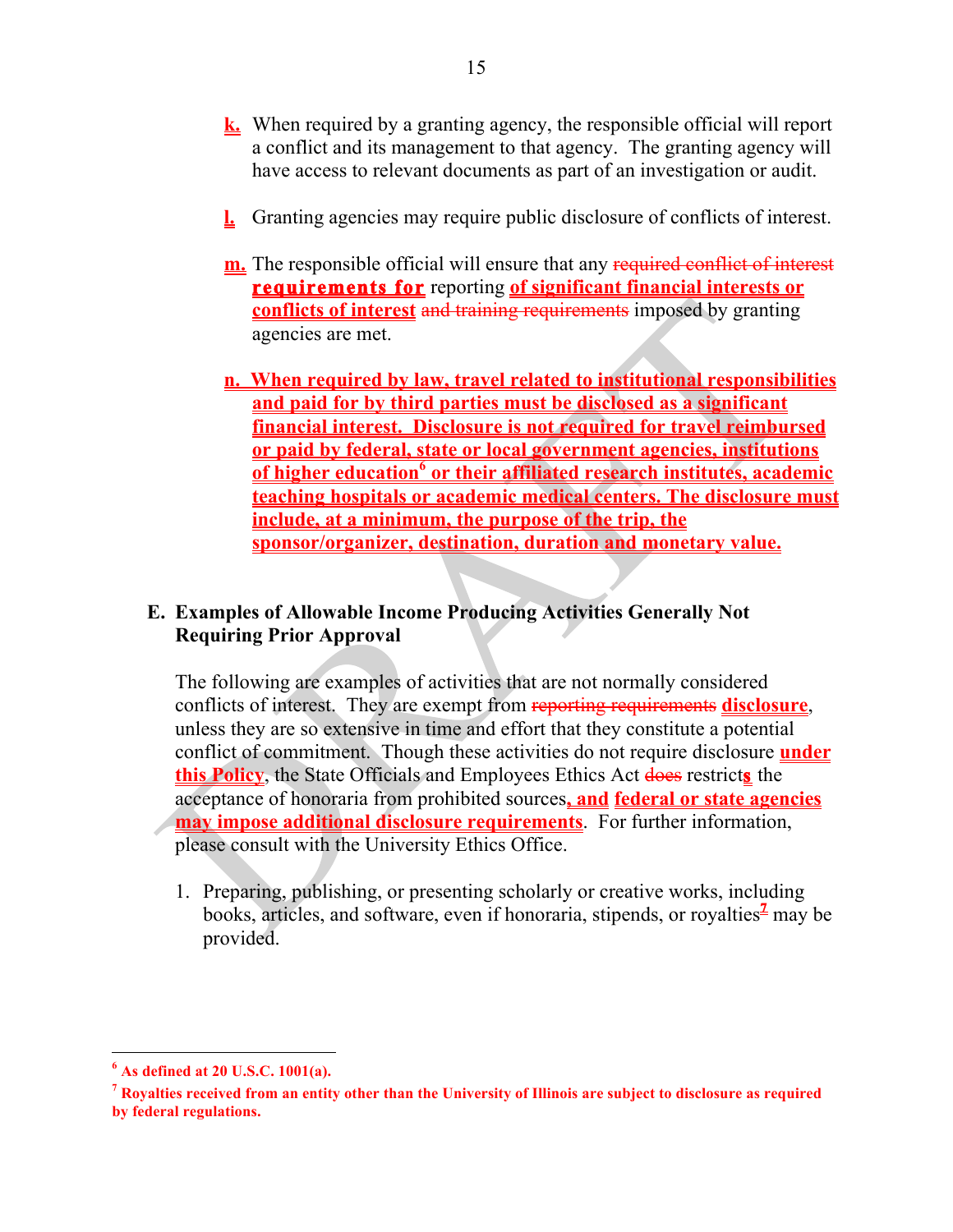k. When required by a granting agency, the responsible official will report a conflict and its management to that agency. The granting agency will have access to relevant documents as part of an investigation or audit.

l. Granting agencies may require public disclosure of conflicts of interest.

m. The responsible official will ensure that any ~~required conflict of interest~~ **requirements for** reporting **of significant financial interests or conflicts of interest** ~~and training requirements~~ imposed by granting agencies are met.

**n. When required by law, travel related to institutional responsibilities and paid for by third parties must be disclosed as a significant financial interest. Disclosure is not required for travel reimbursed or paid by federal, state or local government agencies, institutions of higher education[6] or their affiliated research institutes, academic teaching hospitals or academic medical centers. The disclosure must include, at a minimum, the purpose of the trip, the sponsor/organizer, destination, duration and monetary value.**

## E. Examples of Allowable Income Producing Activities Generally Not Requiring Prior Approval

The following are examples of activities that are not normally considered conflicts of interest. They are exempt from ~~reporting requirements~~ **disclosure**, unless they are so extensive in time and effort that they constitute a potential conflict of commitment. Though these activities do not require disclosure **under this Policy**, the State Officials and Employees Ethics Act ~~does~~ restrict**s** the acceptance of honoraria from prohibited sources**, and federal or state agencies may impose additional disclosure requirements**. For further information, please consult with the University Ethics Office.

1. Preparing, publishing, or presenting scholarly or creative works, including books, articles, and software, even if honoraria, stipends, or royalties[7] may be provided.

---

**[6] As defined at 20 U.S.C. 1001(a).**

**[7] Royalties received from an entity other than the University of Illinois are subject to disclosure as required by federal regulations.**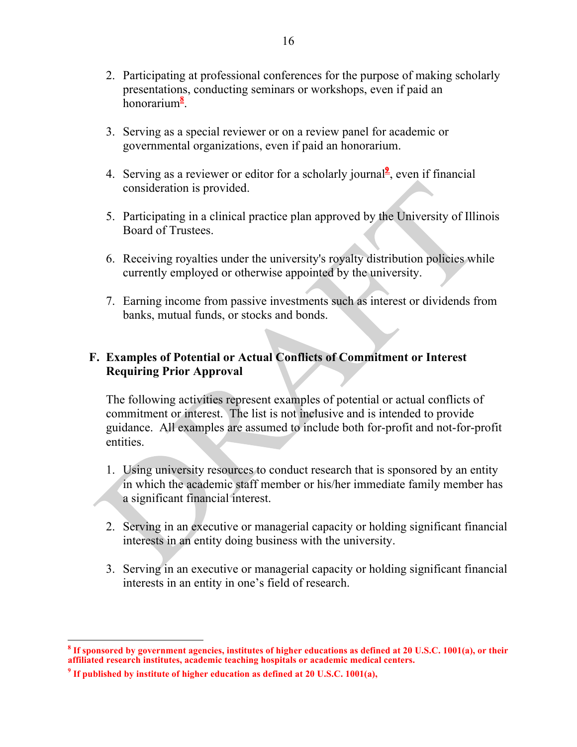2. Participating at professional conferences for the purpose of making scholarly presentations, conducting seminars or workshops, even if paid an honorarium[8].

3. Serving as a special reviewer or on a review panel for academic or governmental organizations, even if paid an honorarium.

4. Serving as a reviewer or editor for a scholarly journal[9], even if financial consideration is provided.

5. Participating in a clinical practice plan approved by the University of Illinois Board of Trustees.

6. Receiving royalties under the university's royalty distribution policies while currently employed or otherwise appointed by the university.

7. Earning income from passive investments such as interest or dividends from banks, mutual funds, or stocks and bonds.

**F. Examples of Potential or Actual Conflicts of Commitment or Interest Requiring Prior Approval**

The following activities represent examples of potential or actual conflicts of commitment or interest. The list is not inclusive and is intended to provide guidance. All examples are assumed to include both for-profit and not-for-profit entities.

1. Using university resources to conduct research that is sponsored by an entity in which the academic staff member or his/her immediate family member has a significant financial interest.

2. Serving in an executive or managerial capacity or holding significant financial interests in an entity doing business with the university.

3. Serving in an executive or managerial capacity or holding significant financial interests in an entity in one's field of research.

---

[8] **If sponsored by government agencies, institutes of higher educations as defined at 20 U.S.C. 1001(a), or their affiliated research institutes, academic teaching hospitals or academic medical centers.**

[9] **If published by institute of higher education as defined at 20 U.S.C. 1001(a),**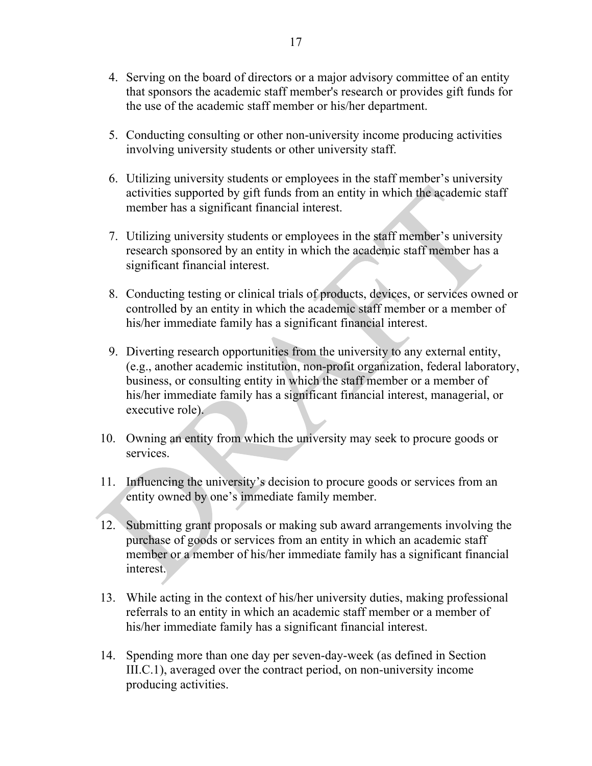4. Serving on the board of directors or a major advisory committee of an entity that sponsors the academic staff member's research or provides gift funds for the use of the academic staff member or his/her department.

5. Conducting consulting or other non-university income producing activities involving university students or other university staff.

6. Utilizing university students or employees in the staff member's university activities supported by gift funds from an entity in which the academic staff member has a significant financial interest.

7. Utilizing university students or employees in the staff member's university research sponsored by an entity in which the academic staff member has a significant financial interest.

8. Conducting testing or clinical trials of products, devices, or services owned or controlled by an entity in which the academic staff member or a member of his/her immediate family has a significant financial interest.

9. Diverting research opportunities from the university to any external entity, (e.g., another academic institution, non-profit organization, federal laboratory, business, or consulting entity in which the staff member or a member of his/her immediate family has a significant financial interest, managerial, or executive role).

10. Owning an entity from which the university may seek to procure goods or services.

11. Influencing the university's decision to procure goods or services from an entity owned by one's immediate family member.

12. Submitting grant proposals or making sub award arrangements involving the purchase of goods or services from an entity in which an academic staff member or a member of his/her immediate family has a significant financial interest.

13. While acting in the context of his/her university duties, making professional referrals to an entity in which an academic staff member or a member of his/her immediate family has a significant financial interest.

14. Spending more than one day per seven-day-week (as defined in Section III.C.1), averaged over the contract period, on non-university income producing activities.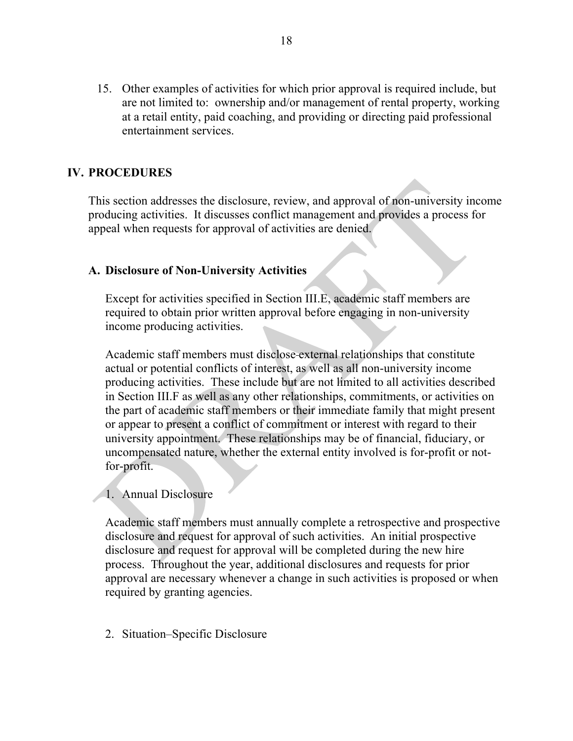15. Other examples of activities for which prior approval is required include, but are not limited to: ownership and/or management of rental property, working at a retail entity, paid coaching, and providing or directing paid professional entertainment services.

## IV. PROCEDURES

This section addresses the disclosure, review, and approval of non-university income producing activities. It discusses conflict management and provides a process for appeal when requests for approval of activities are denied.

### A. Disclosure of Non-University Activities

Except for activities specified in Section III.E, academic staff members are required to obtain prior written approval before engaging in non-university income producing activities.

Academic staff members must disclose external relationships that constitute actual or potential conflicts of interest, as well as all non-university income producing activities. These include but are not limited to all activities described in Section III.F as well as any other relationships, commitments, or activities on the part of academic staff members or their immediate family that might present or appear to present a conflict of commitment or interest with regard to their university appointment. These relationships may be of financial, fiduciary, or uncompensated nature, whether the external entity involved is for-profit or not-for-profit.

1. Annual Disclosure

Academic staff members must annually complete a retrospective and prospective disclosure and request for approval of such activities. An initial prospective disclosure and request for approval will be completed during the new hire process. Throughout the year, additional disclosures and requests for prior approval are necessary whenever a change in such activities is proposed or when required by granting agencies.

2. Situation–Specific Disclosure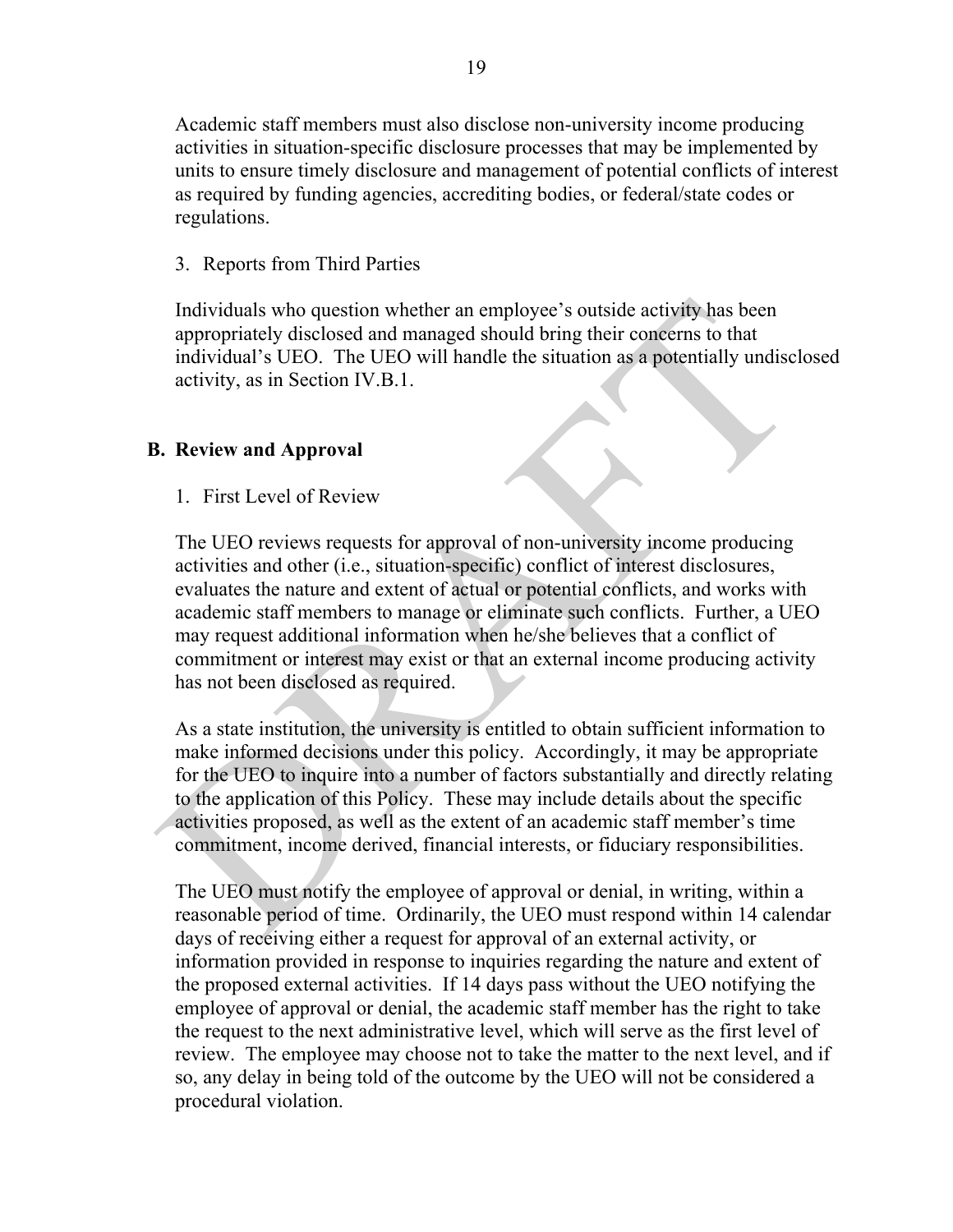Academic staff members must also disclose non-university income producing activities in situation-specific disclosure processes that may be implemented by units to ensure timely disclosure and management of potential conflicts of interest as required by funding agencies, accrediting bodies, or federal/state codes or regulations.

3. Reports from Third Parties

Individuals who question whether an employee's outside activity has been appropriately disclosed and managed should bring their concerns to that individual's UEO. The UEO will handle the situation as a potentially undisclosed activity, as in Section IV.B.1.

## B. Review and Approval

1. First Level of Review

The UEO reviews requests for approval of non-university income producing activities and other (i.e., situation-specific) conflict of interest disclosures, evaluates the nature and extent of actual or potential conflicts, and works with academic staff members to manage or eliminate such conflicts. Further, a UEO may request additional information when he/she believes that a conflict of commitment or interest may exist or that an external income producing activity has not been disclosed as required.

As a state institution, the university is entitled to obtain sufficient information to make informed decisions under this policy. Accordingly, it may be appropriate for the UEO to inquire into a number of factors substantially and directly relating to the application of this Policy. These may include details about the specific activities proposed, as well as the extent of an academic staff member's time commitment, income derived, financial interests, or fiduciary responsibilities.

The UEO must notify the employee of approval or denial, in writing, within a reasonable period of time. Ordinarily, the UEO must respond within 14 calendar days of receiving either a request for approval of an external activity, or information provided in response to inquiries regarding the nature and extent of the proposed external activities. If 14 days pass without the UEO notifying the employee of approval or denial, the academic staff member has the right to take the request to the next administrative level, which will serve as the first level of review. The employee may choose not to take the matter to the next level, and if so, any delay in being told of the outcome by the UEO will not be considered a procedural violation.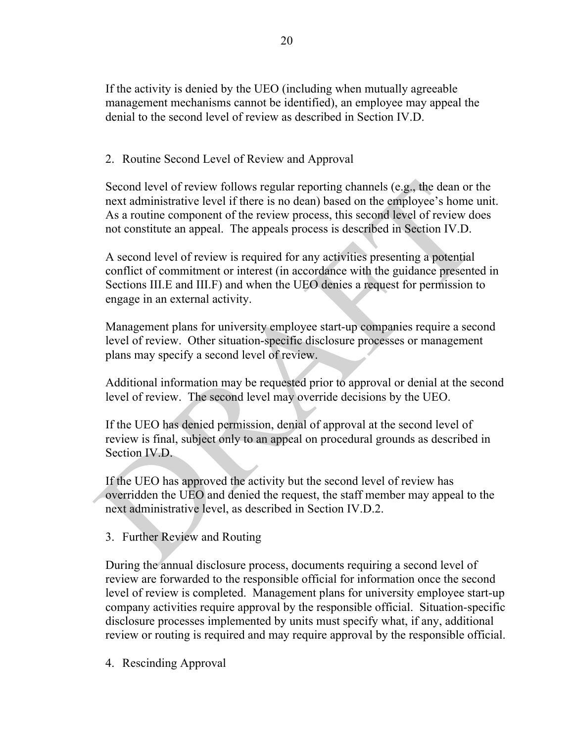If the activity is denied by the UEO (including when mutually agreeable management mechanisms cannot be identified), an employee may appeal the denial to the second level of review as described in Section IV.D.

2. Routine Second Level of Review and Approval

Second level of review follows regular reporting channels (e.g., the dean or the next administrative level if there is no dean) based on the employee's home unit. As a routine component of the review process, this second level of review does not constitute an appeal. The appeals process is described in Section IV.D.

A second level of review is required for any activities presenting a potential conflict of commitment or interest (in accordance with the guidance presented in Sections III.E and III.F) and when the UEO denies a request for permission to engage in an external activity.

Management plans for university employee start-up companies require a second level of review. Other situation-specific disclosure processes or management plans may specify a second level of review.

Additional information may be requested prior to approval or denial at the second level of review. The second level may override decisions by the UEO.

If the UEO has denied permission, denial of approval at the second level of review is final, subject only to an appeal on procedural grounds as described in Section IV.D.

If the UEO has approved the activity but the second level of review has overridden the UEO and denied the request, the staff member may appeal to the next administrative level, as described in Section IV.D.2.

3. Further Review and Routing

During the annual disclosure process, documents requiring a second level of review are forwarded to the responsible official for information once the second level of review is completed. Management plans for university employee start-up company activities require approval by the responsible official. Situation-specific disclosure processes implemented by units must specify what, if any, additional review or routing is required and may require approval by the responsible official.

4. Rescinding Approval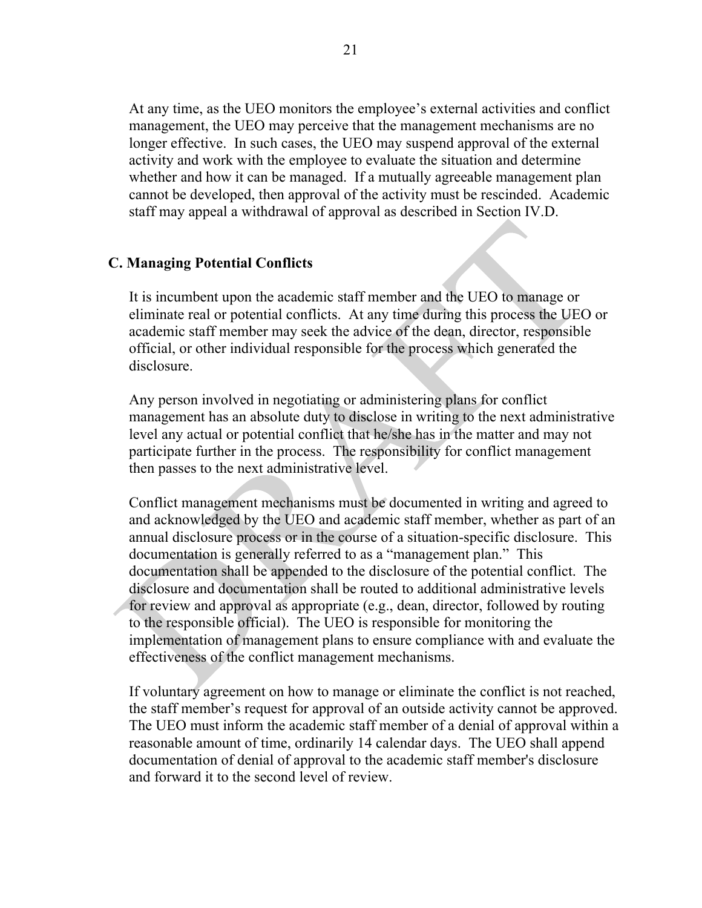At any time, as the UEO monitors the employee's external activities and conflict management, the UEO may perceive that the management mechanisms are no longer effective. In such cases, the UEO may suspend approval of the external activity and work with the employee to evaluate the situation and determine whether and how it can be managed. If a mutually agreeable management plan cannot be developed, then approval of the activity must be rescinded. Academic staff may appeal a withdrawal of approval as described in Section IV.D.

### C. Managing Potential Conflicts

It is incumbent upon the academic staff member and the UEO to manage or eliminate real or potential conflicts. At any time during this process the UEO or academic staff member may seek the advice of the dean, director, responsible official, or other individual responsible for the process which generated the disclosure.

Any person involved in negotiating or administering plans for conflict management has an absolute duty to disclose in writing to the next administrative level any actual or potential conflict that he/she has in the matter and may not participate further in the process. The responsibility for conflict management then passes to the next administrative level.

Conflict management mechanisms must be documented in writing and agreed to and acknowledged by the UEO and academic staff member, whether as part of an annual disclosure process or in the course of a situation-specific disclosure. This documentation is generally referred to as a "management plan." This documentation shall be appended to the disclosure of the potential conflict. The disclosure and documentation shall be routed to additional administrative levels for review and approval as appropriate (e.g., dean, director, followed by routing to the responsible official). The UEO is responsible for monitoring the implementation of management plans to ensure compliance with and evaluate the effectiveness of the conflict management mechanisms.

If voluntary agreement on how to manage or eliminate the conflict is not reached, the staff member's request for approval of an outside activity cannot be approved. The UEO must inform the academic staff member of a denial of approval within a reasonable amount of time, ordinarily 14 calendar days. The UEO shall append documentation of denial of approval to the academic staff member's disclosure and forward it to the second level of review.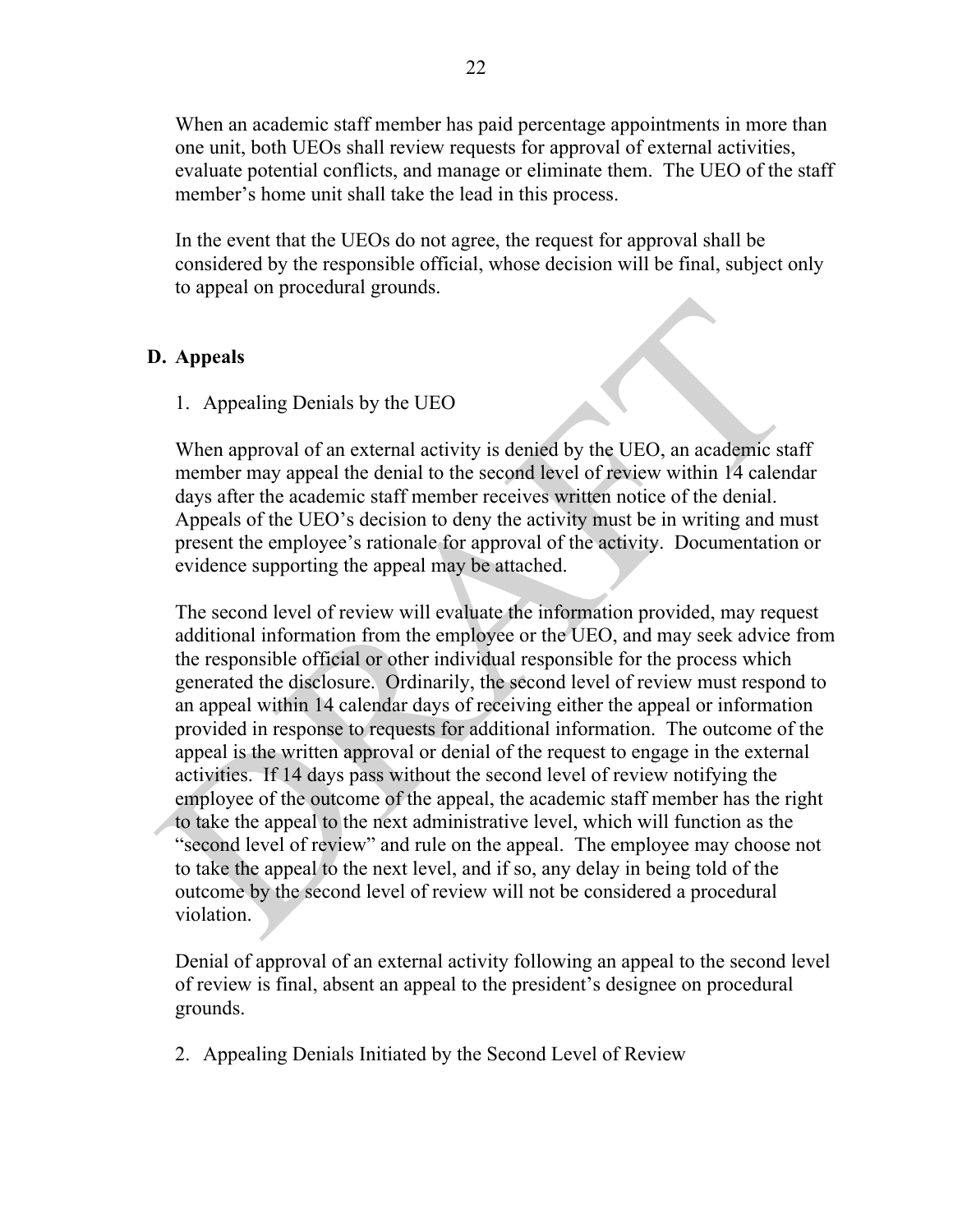When an academic staff member has paid percentage appointments in more than one unit, both UEOs shall review requests for approval of external activities, evaluate potential conflicts, and manage or eliminate them. The UEO of the staff member's home unit shall take the lead in this process.

In the event that the UEOs do not agree, the request for approval shall be considered by the responsible official, whose decision will be final, subject only to appeal on procedural grounds.

## D. Appeals

1. Appealing Denials by the UEO

When approval of an external activity is denied by the UEO, an academic staff member may appeal the denial to the second level of review within 14 calendar days after the academic staff member receives written notice of the denial. Appeals of the UEO's decision to deny the activity must be in writing and must present the employee's rationale for approval of the activity. Documentation or evidence supporting the appeal may be attached.

The second level of review will evaluate the information provided, may request additional information from the employee or the UEO, and may seek advice from the responsible official or other individual responsible for the process which generated the disclosure. Ordinarily, the second level of review must respond to an appeal within 14 calendar days of receiving either the appeal or information provided in response to requests for additional information. The outcome of the appeal is the written approval or denial of the request to engage in the external activities. If 14 days pass without the second level of review notifying the employee of the outcome of the appeal, the academic staff member has the right to take the appeal to the next administrative level, which will function as the "second level of review" and rule on the appeal. The employee may choose not to take the appeal to the next level, and if so, any delay in being told of the outcome by the second level of review will not be considered a procedural violation.

Denial of approval of an external activity following an appeal to the second level of review is final, absent an appeal to the president's designee on procedural grounds.

2. Appealing Denials Initiated by the Second Level of Review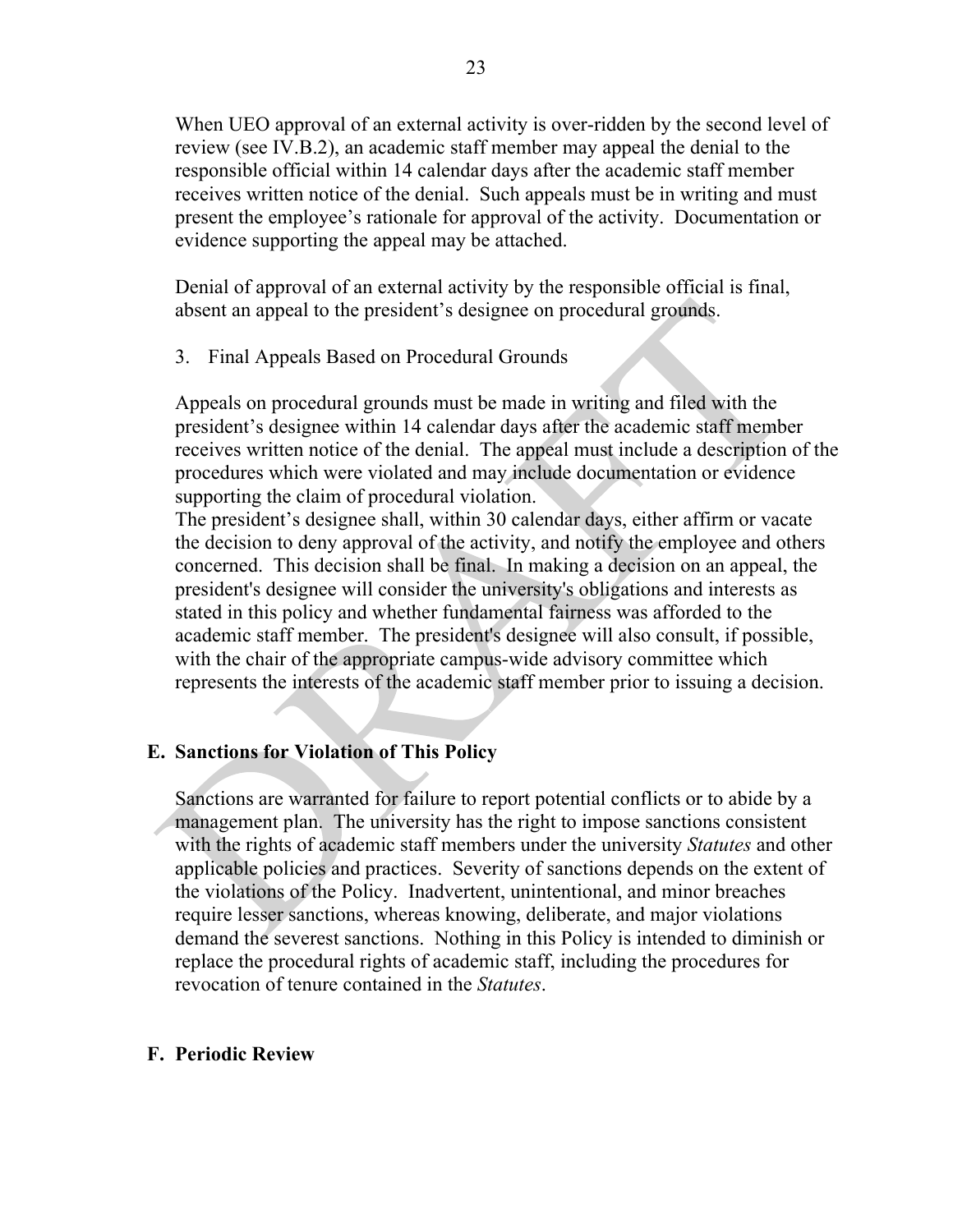When UEO approval of an external activity is over-ridden by the second level of review (see IV.B.2), an academic staff member may appeal the denial to the responsible official within 14 calendar days after the academic staff member receives written notice of the denial. Such appeals must be in writing and must present the employee's rationale for approval of the activity. Documentation or evidence supporting the appeal may be attached.

Denial of approval of an external activity by the responsible official is final, absent an appeal to the president's designee on procedural grounds.

3. Final Appeals Based on Procedural Grounds

Appeals on procedural grounds must be made in writing and filed with the president's designee within 14 calendar days after the academic staff member receives written notice of the denial. The appeal must include a description of the procedures which were violated and may include documentation or evidence supporting the claim of procedural violation.

The president's designee shall, within 30 calendar days, either affirm or vacate the decision to deny approval of the activity, and notify the employee and others concerned. This decision shall be final. In making a decision on an appeal, the president's designee will consider the university's obligations and interests as stated in this policy and whether fundamental fairness was afforded to the academic staff member. The president's designee will also consult, if possible, with the chair of the appropriate campus-wide advisory committee which represents the interests of the academic staff member prior to issuing a decision.

## E. Sanctions for Violation of This Policy

Sanctions are warranted for failure to report potential conflicts or to abide by a management plan. The university has the right to impose sanctions consistent with the rights of academic staff members under the university *Statutes* and other applicable policies and practices. Severity of sanctions depends on the extent of the violations of the Policy. Inadvertent, unintentional, and minor breaches require lesser sanctions, whereas knowing, deliberate, and major violations demand the severest sanctions. Nothing in this Policy is intended to diminish or replace the procedural rights of academic staff, including the procedures for revocation of tenure contained in the *Statutes*.

## F. Periodic Review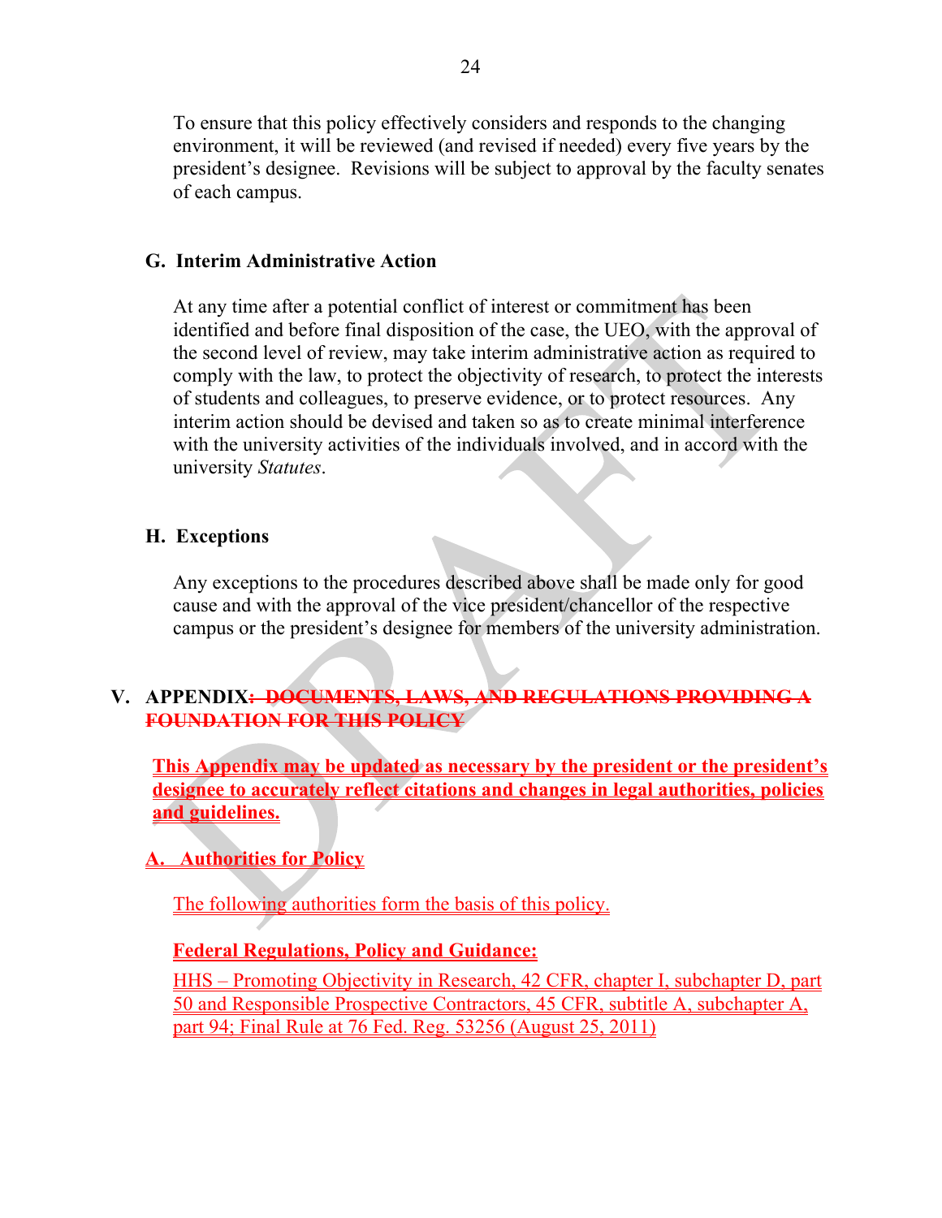To ensure that this policy effectively considers and responds to the changing environment, it will be reviewed (and revised if needed) every five years by the president's designee. Revisions will be subject to approval by the faculty senates of each campus.

### G. Interim Administrative Action

At any time after a potential conflict of interest or commitment has been identified and before final disposition of the case, the UEO, with the approval of the second level of review, may take interim administrative action as required to comply with the law, to protect the objectivity of research, to protect the interests of students and colleagues, to preserve evidence, or to protect resources. Any interim action should be devised and taken so as to create minimal interference with the university activities of the individuals involved, and in accord with the university *Statutes*.

### H. Exceptions

Any exceptions to the procedures described above shall be made only for good cause and with the approval of the vice president/chancellor of the respective campus or the president's designee for members of the university administration.

## V. APPENDIX~~: DOCUMENTS, LAWS, AND REGULATIONS PROVIDING A FOUNDATION FOR THIS POLICY~~

**This Appendix may be updated as necessary by the president or the president's designee to accurately reflect citations and changes in legal authorities, policies and guidelines.**

### A. Authorities for Policy

The following authorities form the basis of this policy.

**Federal Regulations, Policy and Guidance:**

HHS – Promoting Objectivity in Research, 42 CFR, chapter I, subchapter D, part 50 and Responsible Prospective Contractors, 45 CFR, subtitle A, subchapter A, part 94; Final Rule at 76 Fed. Reg. 53256 (August 25, 2011)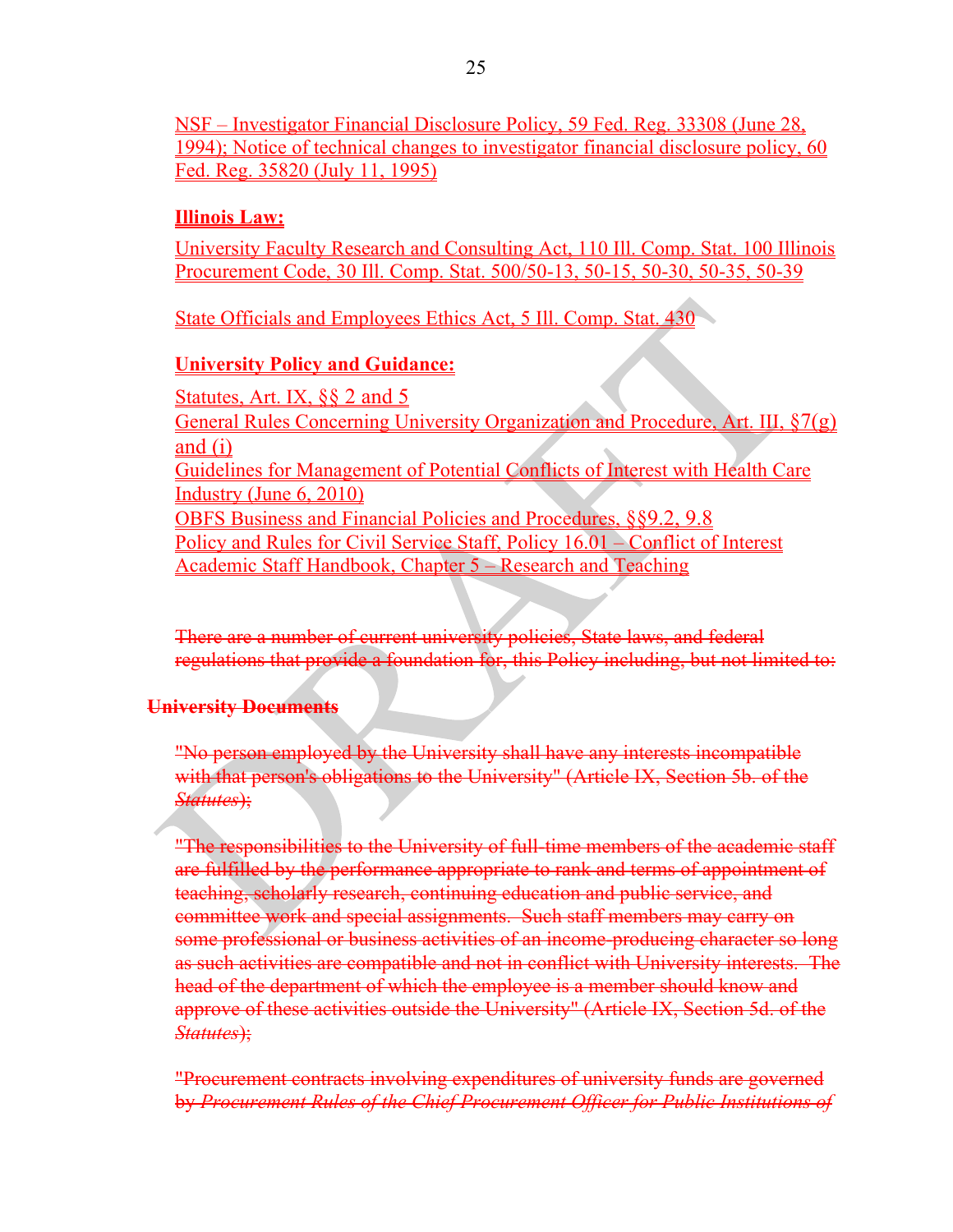NSF – Investigator Financial Disclosure Policy, 59 Fed. Reg. 33308 (June 28, 1994); Notice of technical changes to investigator financial disclosure policy, 60 Fed. Reg. 35820 (July 11, 1995)

**Illinois Law:**

University Faculty Research and Consulting Act, 110 Ill. Comp. Stat. 100 Illinois Procurement Code, 30 Ill. Comp. Stat. 500/50-13, 50-15, 50-30, 50-35, 50-39

State Officials and Employees Ethics Act, 5 Ill. Comp. Stat. 430

**University Policy and Guidance:**

Statutes, Art. IX, §§ 2 and 5
General Rules Concerning University Organization and Procedure, Art. III, §7(g) and (i)
Guidelines for Management of Potential Conflicts of Interest with Health Care Industry (June 6, 2010)
OBFS Business and Financial Policies and Procedures, §§9.2, 9.8
Policy and Rules for Civil Service Staff, Policy 16.01 – Conflict of Interest
Academic Staff Handbook, Chapter 5 – Research and Teaching

~~There are a number of current university policies, State laws, and federal regulations that provide a foundation for, this Policy including, but not limited to:~~

**~~University Documents~~**

~~"No person employed by the University shall have any interests incompatible with that person's obligations to the University" (Article IX, Section 5b. of the *Statutes*);~~

~~"The responsibilities to the University of full-time members of the academic staff are fulfilled by the performance appropriate to rank and terms of appointment of teaching, scholarly research, continuing education and public service, and committee work and special assignments. Such staff members may carry on some professional or business activities of an income-producing character so long as such activities are compatible and not in conflict with University interests. The head of the department of which the employee is a member should know and approve of these activities outside the University" (Article IX, Section 5d. of the *Statutes*);~~

~~"Procurement contracts involving expenditures of university funds are governed by *Procurement Rules of the Chief Procurement Officer for Public Institutions of*~~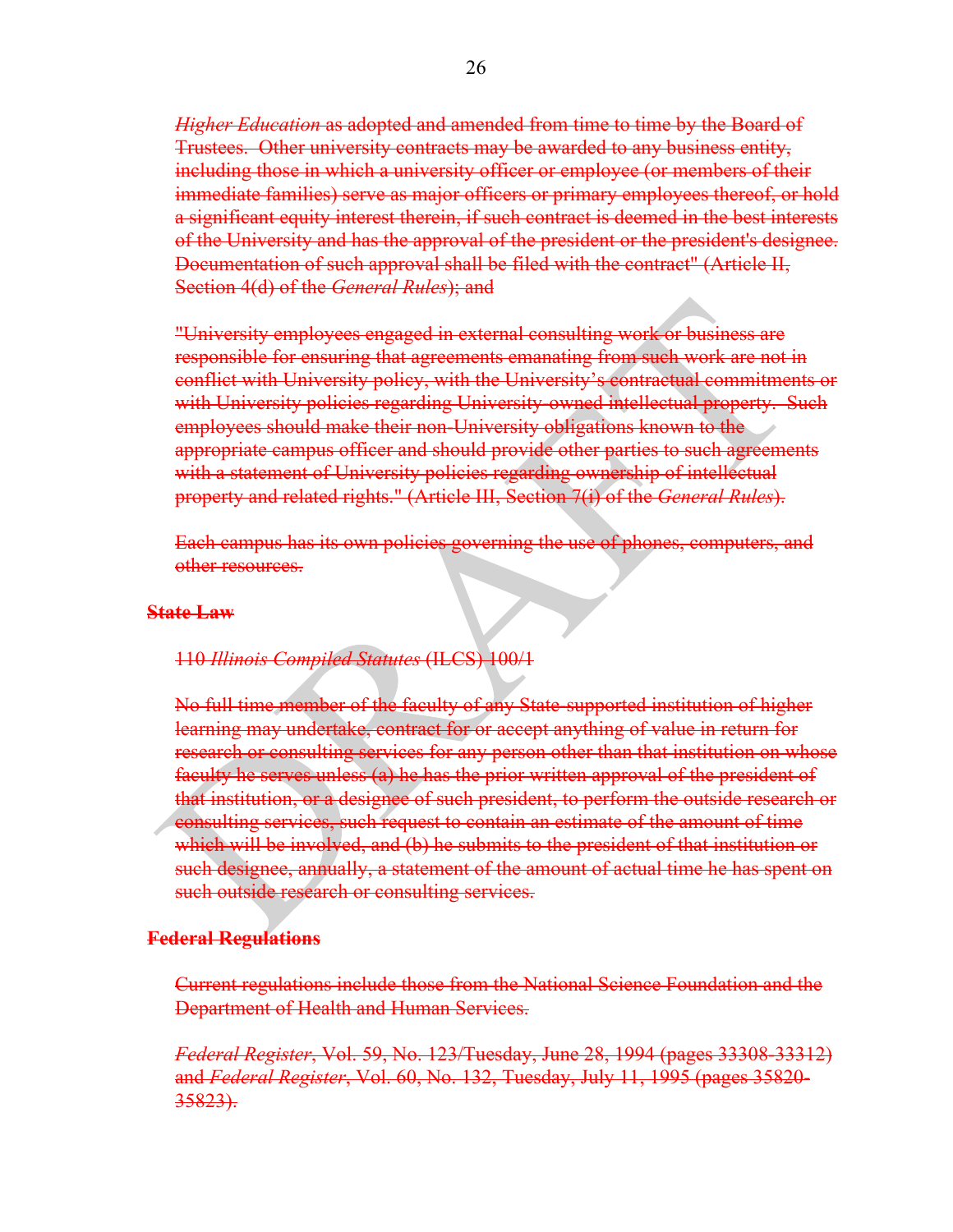~~*Higher Education* as adopted and amended from time to time by the Board of Trustees. Other university contracts may be awarded to any business entity, including those in which a university officer or employee (or members of their immediate families) serve as major officers or primary employees thereof, or hold a significant equity interest therein, if such contract is deemed in the best interests of the University and has the approval of the president or the president's designee. Documentation of such approval shall be filed with the contract" (Article II, Section 4(d) of the *General Rules*); and~~

~~"University employees engaged in external consulting work or business are responsible for ensuring that agreements emanating from such work are not in conflict with University policy, with the University's contractual commitments or with University policies regarding University-owned intellectual property. Such employees should make their non-University obligations known to the appropriate campus officer and should provide other parties to such agreements with a statement of University policies regarding ownership of intellectual property and related rights." (Article III, Section 7(i) of the *General Rules*).~~

~~Each campus has its own policies governing the use of phones, computers, and other resources.~~

**~~State Law~~**

~~110 *Illinois Compiled Statutes* (ILCS) 100/1~~

~~No full-time member of the faculty of any State-supported institution of higher learning may undertake, contract for or accept anything of value in return for research or consulting services for any person other than that institution on whose faculty he serves unless (a) he has the prior written approval of the president of that institution, or a designee of such president, to perform the outside research or consulting services, such request to contain an estimate of the amount of time which will be involved, and (b) he submits to the president of that institution or such designee, annually, a statement of the amount of actual time he has spent on such outside research or consulting services.~~

**~~Federal Regulations~~**

~~Current regulations include those from the National Science Foundation and the Department of Health and Human Services.~~

~~*Federal Register*, Vol. 59, No. 123/Tuesday, June 28, 1994 (pages 33308-33312) and *Federal Register*, Vol. 60, No. 132, Tuesday, July 11, 1995 (pages 35820-35823).~~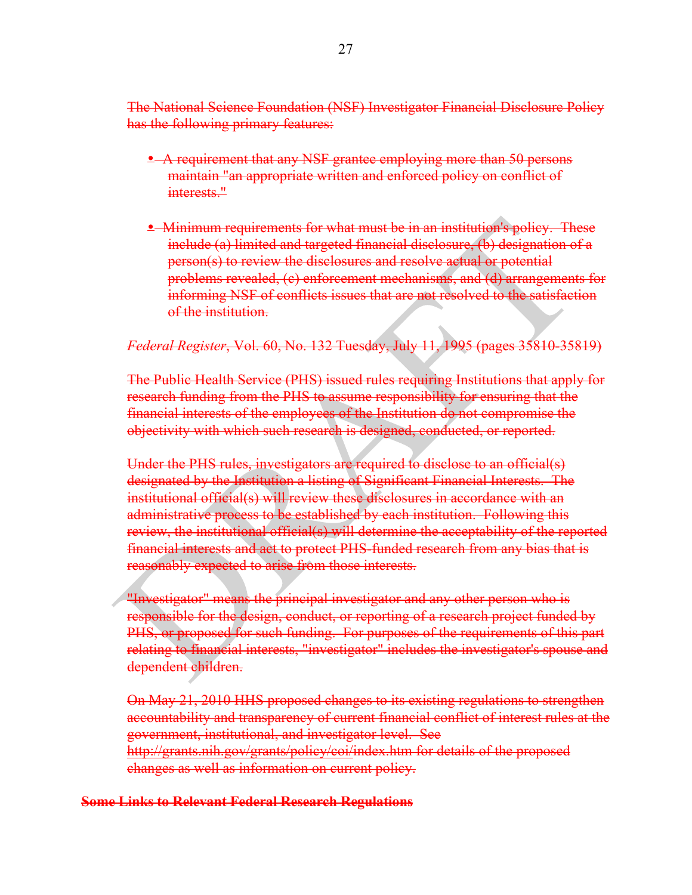The National Science Foundation (NSF) Investigator Financial Disclosure Policy has the following primary features:

- A requirement that any NSF grantee employing more than 50 persons maintain "an appropriate written and enforced policy on conflict of interests."

- Minimum requirements for what must be in an institution's policy. These include (a) limited and targeted financial disclosure, (b) designation of a person(s) to review the disclosures and resolve actual or potential problems revealed, (c) enforcement mechanisms, and (d) arrangements for informing NSF of conflicts issues that are not resolved to the satisfaction of the institution.

*Federal Register*, Vol. 60, No. 132 Tuesday, July 11, 1995 (pages 35810-35819)

The Public Health Service (PHS) issued rules requiring Institutions that apply for research funding from the PHS to assume responsibility for ensuring that the financial interests of the employees of the Institution do not compromise the objectivity with which such research is designed, conducted, or reported.

Under the PHS rules, investigators are required to disclose to an official(s) designated by the Institution a listing of Significant Financial Interests. The institutional official(s) will review these disclosures in accordance with an administrative process to be established by each institution. Following this review, the institutional official(s) will determine the acceptability of the reported financial interests and act to protect PHS-funded research from any bias that is reasonably expected to arise from those interests.

"Investigator" means the principal investigator and any other person who is responsible for the design, conduct, or reporting of a research project funded by PHS, or proposed for such funding. For purposes of the requirements of this part relating to financial interests, "investigator" includes the investigator's spouse and dependent children.

On May 21, 2010 HHS proposed changes to its existing regulations to strengthen accountability and transparency of current financial conflict of interest rules at the government, institutional, and investigator level. See http://grants.nih.gov/grants/policy/coi/index.htm for details of the proposed changes as well as information on current policy.

**Some Links to Relevant Federal Research Regulations**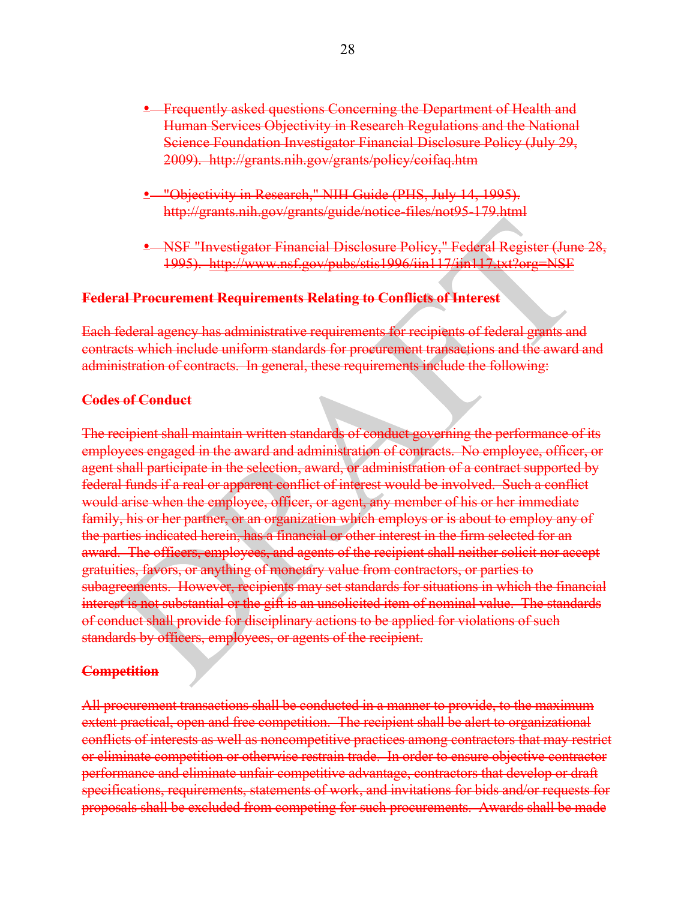- Frequently asked questions Concerning the Department of Health and Human Services Objectivity in Research Regulations and the National Science Foundation Investigator Financial Disclosure Policy (July 29, 2009). http://grants.nih.gov/grants/policy/coifaq.htm

- "Objectivity in Research," NIH Guide (PHS, July 14, 1995). http://grants.nih.gov/grants/guide/notice-files/not95-179.html

- NSF "Investigator Financial Disclosure Policy," Federal Register (June 28, 1995). http://www.nsf.gov/pubs/stis1996/iin117/iin117.txt?org=NSF

**Federal Procurement Requirements Relating to Conflicts of Interest**

Each federal agency has administrative requirements for recipients of federal grants and contracts which include uniform standards for procurement transactions and the award and administration of contracts. In general, these requirements include the following:

**Codes of Conduct**

The recipient shall maintain written standards of conduct governing the performance of its employees engaged in the award and administration of contracts. No employee, officer, or agent shall participate in the selection, award, or administration of a contract supported by federal funds if a real or apparent conflict of interest would be involved. Such a conflict would arise when the employee, officer, or agent, any member of his or her immediate family, his or her partner, or an organization which employs or is about to employ any of the parties indicated herein, has a financial or other interest in the firm selected for an award. The officers, employees, and agents of the recipient shall neither solicit nor accept gratuities, favors, or anything of monetary value from contractors, or parties to subagreements. However, recipients may set standards for situations in which the financial interest is not substantial or the gift is an unsolicited item of nominal value. The standards of conduct shall provide for disciplinary actions to be applied for violations of such standards by officers, employees, or agents of the recipient.

**Competition**

All procurement transactions shall be conducted in a manner to provide, to the maximum extent practical, open and free competition. The recipient shall be alert to organizational conflicts of interests as well as noncompetitive practices among contractors that may restrict or eliminate competition or otherwise restrain trade. In order to ensure objective contractor performance and eliminate unfair competitive advantage, contractors that develop or draft specifications, requirements, statements of work, and invitations for bids and/or requests for proposals shall be excluded from competing for such procurements. Awards shall be made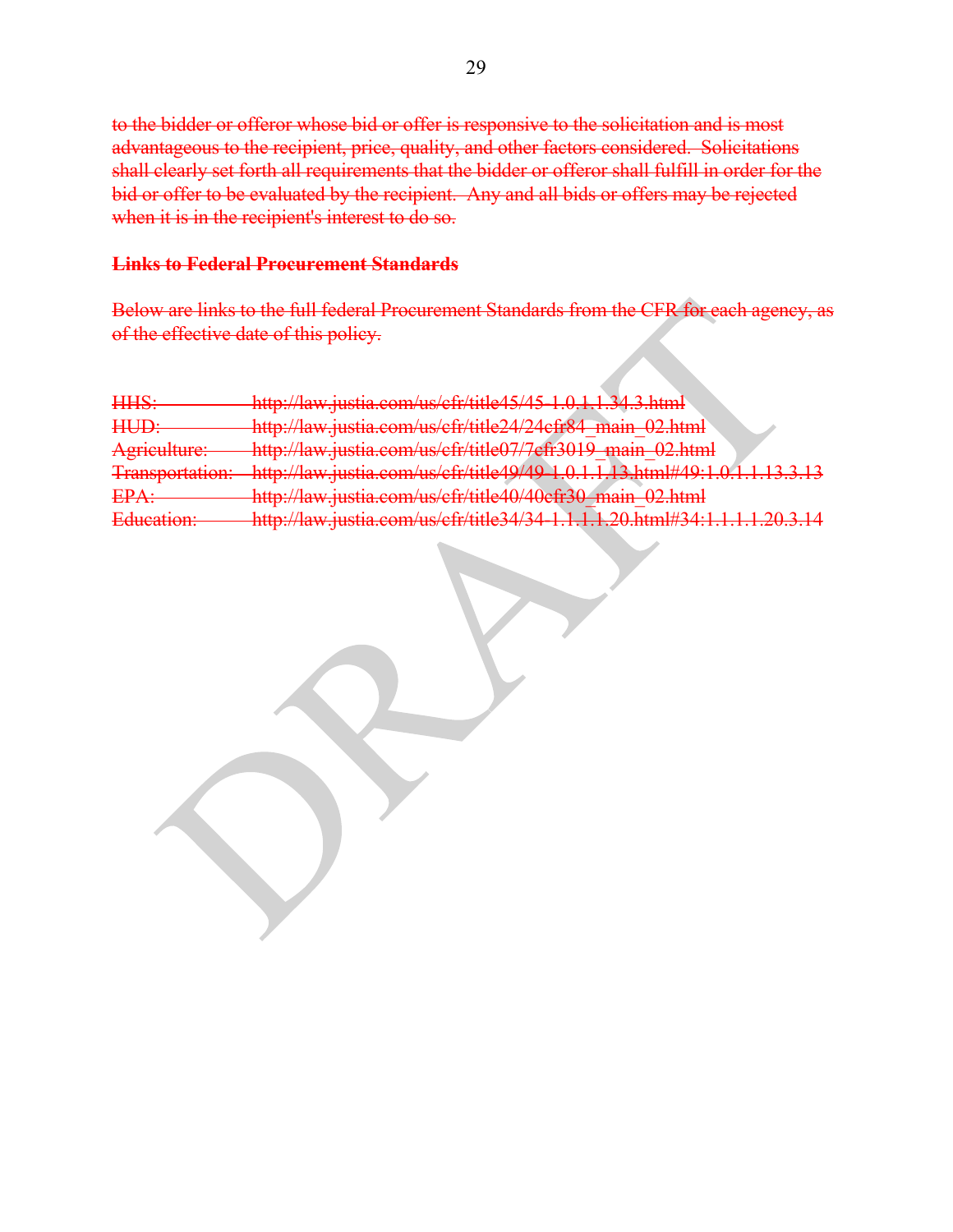~~to the bidder or offeror whose bid or offer is responsive to the solicitation and is most advantageous to the recipient, price, quality, and other factors considered. Solicitations shall clearly set forth all requirements that the bidder or offeror shall fulfill in order for the bid or offer to be evaluated by the recipient. Any and all bids or offers may be rejected when it is in the recipient's interest to do so.~~

**~~Links to Federal Procurement Standards~~**

~~Below are links to the full federal Procurement Standards from the CFR for each agency, as of the effective date of this policy.~~

| | |
|---|---|
| ~~HHS:~~ | ~~http://law.justia.com/us/cfr/title45/45-1.0.1.1.34.3.html~~ |
| ~~HUD:~~ | ~~http://law.justia.com/us/cfr/title24/24cfr84_main_02.html~~ |
| ~~Agriculture:~~ | ~~http://law.justia.com/us/cfr/title07/7cfr3019_main_02.html~~ |
| ~~Transportation:~~ | ~~http://law.justia.com/us/cfr/title49/49-1.0.1.1.13.html#49:1.0.1.1.13.3.13~~ |
| ~~EPA:~~ | ~~http://law.justia.com/us/cfr/title40/40cfr30_main_02.html~~ |
| ~~Education:~~ | ~~http://law.justia.com/us/cfr/title34/34-1.1.1.1.20.html#34:1.1.1.1.20.3.14~~ |

DRAFT